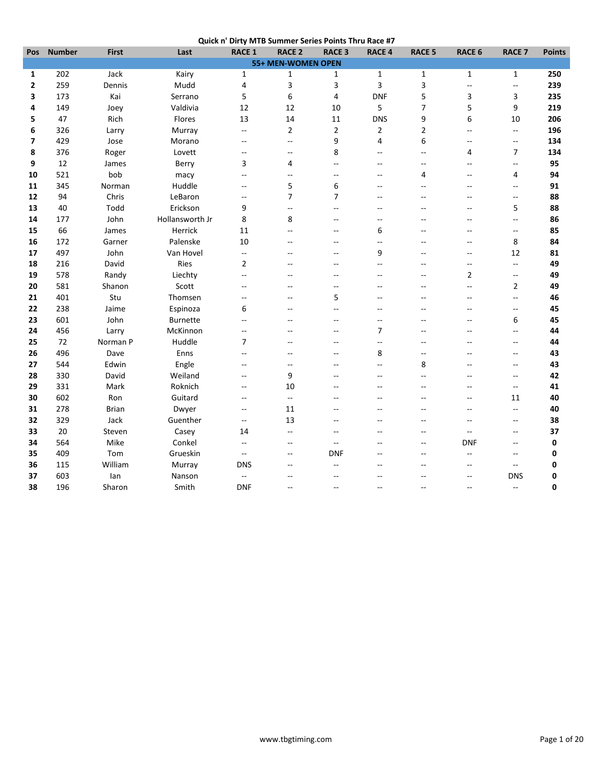# Quick n' Dirty MTB Summer Series Points Thru Race #7

| Pos | Number | First | Last | RACE 1 | RACE 2 | RACE 3 | RACE 4 | RACE 5 | RACE 6 | RACE 7 | Points |
|---|---|---|---|---|---|---|---|---|---|---|---|
| **55+ MEN-WOMEN OPEN** | | | | | | | | | | | |
| **1** | 202 | Jack | Kairy | 1 | 1 | 1 | 1 | 1 | 1 | 1 | **250** |
| **2** | 259 | Dennis | Mudd | 4 | 3 | 3 | 3 | 3 | -- | -- | **239** |
| **3** | 173 | Kai | Serrano | 5 | 6 | 4 | DNF | 5 | 3 | 3 | **235** |
| **4** | 149 | Joey | Valdivia | 12 | 12 | 10 | 5 | 7 | 5 | 9 | **219** |
| **5** | 47 | Rich | Flores | 13 | 14 | 11 | DNS | 9 | 6 | 10 | **206** |
| **6** | 326 | Larry | Murray | -- | 2 | 2 | 2 | 2 | -- | -- | **196** |
| **7** | 429 | Jose | Morano | -- | -- | 9 | 4 | 6 | -- | -- | **134** |
| **8** | 376 | Roger | Lovett | -- | -- | 8 | -- | -- | 4 | 7 | **134** |
| **9** | 12 | James | Berry | 3 | 4 | -- | -- | -- | -- | -- | **95** |
| **10** | 521 | bob | macy | -- | -- | -- | -- | 4 | -- | 4 | **94** |
| **11** | 345 | Norman | Huddle | -- | 5 | 6 | -- | -- | -- | -- | **91** |
| **12** | 94 | Chris | LeBaron | -- | 7 | 7 | -- | -- | -- | -- | **88** |
| **13** | 40 | Todd | Erickson | 9 | -- | -- | -- | -- | -- | 5 | **88** |
| **14** | 177 | John | Hollansworth Jr | 8 | 8 | -- | -- | -- | -- | -- | **86** |
| **15** | 66 | James | Herrick | 11 | -- | -- | 6 | -- | -- | -- | **85** |
| **16** | 172 | Garner | Palenske | 10 | -- | -- | -- | -- | -- | 8 | **84** |
| **17** | 497 | John | Van Hovel | -- | -- | -- | 9 | -- | -- | 12 | **81** |
| **18** | 216 | David | Ries | 2 | -- | -- | -- | -- | -- | -- | **49** |
| **19** | 578 | Randy | Liechty | -- | -- | -- | -- | -- | 2 | -- | **49** |
| **20** | 581 | Shanon | Scott | -- | -- | -- | -- | -- | -- | 2 | **49** |
| **21** | 401 | Stu | Thomsen | -- | -- | 5 | -- | -- | -- | -- | **46** |
| **22** | 238 | Jaime | Espinoza | 6 | -- | -- | -- | -- | -- | -- | **45** |
| **23** | 601 | John | Burnette | -- | -- | -- | -- | -- | -- | 6 | **45** |
| **24** | 456 | Larry | McKinnon | -- | -- | -- | 7 | -- | -- | -- | **44** |
| **25** | 72 | Norman P | Huddle | 7 | -- | -- | -- | -- | -- | -- | **44** |
| **26** | 496 | Dave | Enns | -- | -- | -- | 8 | -- | -- | -- | **43** |
| **27** | 544 | Edwin | Engle | -- | -- | -- | -- | 8 | -- | -- | **43** |
| **28** | 330 | David | Weiland | -- | 9 | -- | -- | -- | -- | -- | **42** |
| **29** | 331 | Mark | Roknich | -- | 10 | -- | -- | -- | -- | -- | **41** |
| **30** | 602 | Ron | Guitard | -- | -- | -- | -- | -- | -- | 11 | **40** |
| **31** | 278 | Brian | Dwyer | -- | 11 | -- | -- | -- | -- | -- | **40** |
| **32** | 329 | Jack | Guenther | -- | 13 | -- | -- | -- | -- | -- | **38** |
| **33** | 20 | Steven | Casey | 14 | -- | -- | -- | -- | -- | -- | **37** |
| **34** | 564 | Mike | Conkel | -- | -- | -- | -- | -- | DNF | -- | **0** |
| **35** | 409 | Tom | Grueskin | -- | -- | DNF | -- | -- | -- | -- | **0** |
| **36** | 115 | William | Murray | DNS | -- | -- | -- | -- | -- | -- | **0** |
| **37** | 603 | Ian | Nanson | -- | -- | -- | -- | -- | -- | DNS | **0** |
| **38** | 196 | Sharon | Smith | DNF | -- | -- | -- | -- | -- | -- | **0** |

www.tbgtiming.com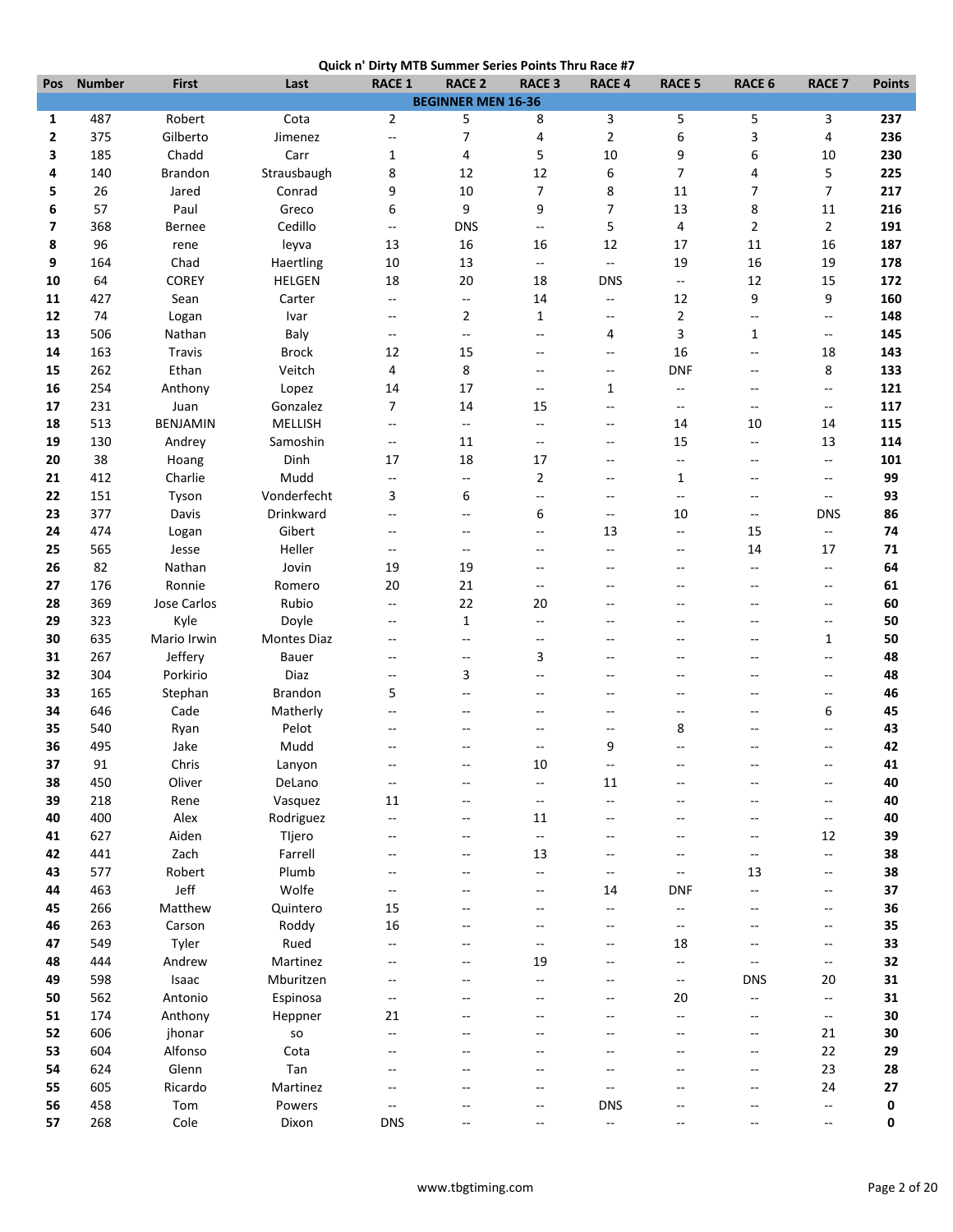**Quick n' Dirty MTB Summer Series Points Thru Race #7**

| Pos | Number | First | Last | RACE 1 | RACE 2 | RACE 3 | RACE 4 | RACE 5 | RACE 6 | RACE 7 | Points |
|---|---|---|---|---|---|---|---|---|---|---|---|
| **BEGINNER MEN 16-36** | | | | | | | | | | | |
| **1** | 487 | Robert | Cota | 2 | 5 | 8 | 3 | 5 | 5 | 3 | **237** |
| **2** | 375 | Gilberto | Jimenez | -- | 7 | 4 | 2 | 6 | 3 | 4 | **236** |
| **3** | 185 | Chadd | Carr | 1 | 4 | 5 | 10 | 9 | 6 | 10 | **230** |
| **4** | 140 | Brandon | Strausbaugh | 8 | 12 | 12 | 6 | 7 | 4 | 5 | **225** |
| **5** | 26 | Jared | Conrad | 9 | 10 | 7 | 8 | 11 | 7 | 7 | **217** |
| **6** | 57 | Paul | Greco | 6 | 9 | 9 | 7 | 13 | 8 | 11 | **216** |
| **7** | 368 | Bernee | Cedillo | -- | DNS | -- | 5 | 4 | 2 | 2 | **191** |
| **8** | 96 | rene | leyva | 13 | 16 | 16 | 12 | 17 | 11 | 16 | **187** |
| **9** | 164 | Chad | Haertling | 10 | 13 | -- | -- | 19 | 16 | 19 | **178** |
| **10** | 64 | COREY | HELGEN | 18 | 20 | 18 | DNS | -- | 12 | 15 | **172** |
| **11** | 427 | Sean | Carter | -- | -- | 14 | -- | 12 | 9 | 9 | **160** |
| **12** | 74 | Logan | Ivar | -- | 2 | 1 | -- | 2 | -- | -- | **148** |
| **13** | 506 | Nathan | Baly | -- | -- | -- | 4 | 3 | 1 | -- | **145** |
| **14** | 163 | Travis | Brock | 12 | 15 | -- | -- | 16 | -- | 18 | **143** |
| **15** | 262 | Ethan | Veitch | 4 | 8 | -- | -- | DNF | -- | 8 | **133** |
| **16** | 254 | Anthony | Lopez | 14 | 17 | -- | 1 | -- | -- | -- | **121** |
| **17** | 231 | Juan | Gonzalez | 7 | 14 | 15 | -- | -- | -- | -- | **117** |
| **18** | 513 | BENJAMIN | MELLISH | -- | -- | -- | -- | 14 | 10 | 14 | **115** |
| **19** | 130 | Andrey | Samoshin | -- | 11 | -- | -- | 15 | -- | 13 | **114** |
| **20** | 38 | Hoang | Dinh | 17 | 18 | 17 | -- | -- | -- | -- | **101** |
| **21** | 412 | Charlie | Mudd | -- | -- | 2 | -- | 1 | -- | -- | **99** |
| **22** | 151 | Tyson | Vonderfecht | 3 | 6 | -- | -- | -- | -- | -- | **93** |
| **23** | 377 | Davis | Drinkward | -- | -- | 6 | -- | 10 | -- | DNS | **86** |
| **24** | 474 | Logan | Gibert | -- | -- | -- | 13 | -- | 15 | -- | **74** |
| **25** | 565 | Jesse | Heller | -- | -- | -- | -- | -- | 14 | 17 | **71** |
| **26** | 82 | Nathan | Jovin | 19 | 19 | -- | -- | -- | -- | -- | **64** |
| **27** | 176 | Ronnie | Romero | 20 | 21 | -- | -- | -- | -- | -- | **61** |
| **28** | 369 | Jose Carlos | Rubio | -- | 22 | 20 | -- | -- | -- | -- | **60** |
| **29** | 323 | Kyle | Doyle | -- | 1 | -- | -- | -- | -- | -- | **50** |
| **30** | 635 | Mario Irwin | Montes Diaz | -- | -- | -- | -- | -- | -- | 1 | **50** |
| **31** | 267 | Jeffery | Bauer | -- | -- | 3 | -- | -- | -- | -- | **48** |
| **32** | 304 | Porkirio | Diaz | -- | 3 | -- | -- | -- | -- | -- | **48** |
| **33** | 165 | Stephan | Brandon | 5 | -- | -- | -- | -- | -- | -- | **46** |
| **34** | 646 | Cade | Matherly | -- | -- | -- | -- | -- | -- | 6 | **45** |
| **35** | 540 | Ryan | Pelot | -- | -- | -- | -- | 8 | -- | -- | **43** |
| **36** | 495 | Jake | Mudd | -- | -- | -- | 9 | -- | -- | -- | **42** |
| **37** | 91 | Chris | Lanyon | -- | -- | 10 | -- | -- | -- | -- | **41** |
| **38** | 450 | Oliver | DeLano | -- | -- | -- | 11 | -- | -- | -- | **40** |
| **39** | 218 | Rene | Vasquez | 11 | -- | -- | -- | -- | -- | -- | **40** |
| **40** | 400 | Alex | Rodriguez | -- | -- | 11 | -- | -- | -- | -- | **40** |
| **41** | 627 | Aiden | TIjero | -- | -- | -- | -- | -- | -- | 12 | **39** |
| **42** | 441 | Zach | Farrell | -- | -- | 13 | -- | -- | -- | -- | **38** |
| **43** | 577 | Robert | Plumb | -- | -- | -- | -- | -- | 13 | -- | **38** |
| **44** | 463 | Jeff | Wolfe | -- | -- | -- | 14 | DNF | -- | -- | **37** |
| **45** | 266 | Matthew | Quintero | 15 | -- | -- | -- | -- | -- | -- | **36** |
| **46** | 263 | Carson | Roddy | 16 | -- | -- | -- | -- | -- | -- | **35** |
| **47** | 549 | Tyler | Rued | -- | -- | -- | -- | 18 | -- | -- | **33** |
| **48** | 444 | Andrew | Martinez | -- | -- | 19 | -- | -- | -- | -- | **32** |
| **49** | 598 | Isaac | Mburitzen | -- | -- | -- | -- | -- | DNS | 20 | **31** |
| **50** | 562 | Antonio | Espinosa | -- | -- | -- | -- | 20 | -- | -- | **31** |
| **51** | 174 | Anthony | Heppner | 21 | -- | -- | -- | -- | -- | -- | **30** |
| **52** | 606 | jhonar | so | -- | -- | -- | -- | -- | -- | 21 | **30** |
| **53** | 604 | Alfonso | Cota | -- | -- | -- | -- | -- | -- | 22 | **29** |
| **54** | 624 | Glenn | Tan | -- | -- | -- | -- | -- | -- | 23 | **28** |
| **55** | 605 | Ricardo | Martinez | -- | -- | -- | -- | -- | -- | 24 | **27** |
| **56** | 458 | Tom | Powers | -- | -- | -- | DNS | -- | -- | -- | **0** |
| **57** | 268 | Cole | Dixon | DNS | -- | -- | -- | -- | -- | -- | **0** |

www.tbgtiming.com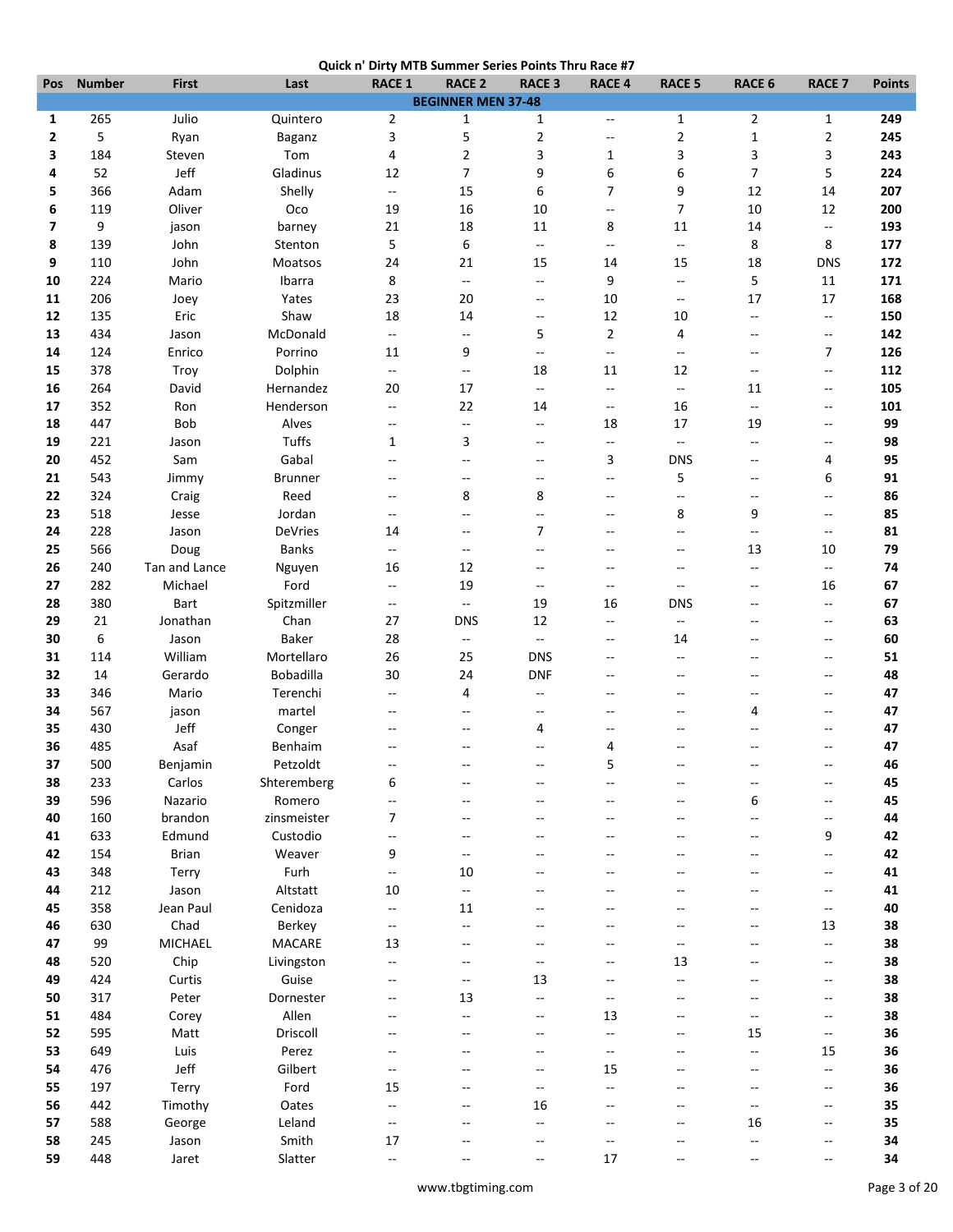# Quick n' Dirty MTB Summer Series Points Thru Race #7

| Pos | Number | First | Last | RACE 1 | RACE 2 | RACE 3 | RACE 4 | RACE 5 | RACE 6 | RACE 7 | Points |
|---|---|---|---|---|---|---|---|---|---|---|---|
| **BEGINNER MEN 37-48** | | | | | | | | | | | |
| 1 | 265 | Julio | Quintero | 2 | 1 | 1 | -- | 1 | 2 | 1 | **249** |
| 2 | 5 | Ryan | Baganz | 3 | 5 | 2 | -- | 2 | 1 | 2 | **245** |
| 3 | 184 | Steven | Tom | 4 | 2 | 3 | 1 | 3 | 3 | 3 | **243** |
| 4 | 52 | Jeff | Gladinus | 12 | 7 | 9 | 6 | 6 | 7 | 5 | **224** |
| 5 | 366 | Adam | Shelly | -- | 15 | 6 | 7 | 9 | 12 | 14 | **207** |
| 6 | 119 | Oliver | Oco | 19 | 16 | 10 | -- | 7 | 10 | 12 | **200** |
| 7 | 9 | jason | barney | 21 | 18 | 11 | 8 | 11 | 14 | -- | **193** |
| 8 | 139 | John | Stenton | 5 | 6 | -- | -- | -- | 8 | 8 | **177** |
| 9 | 110 | John | Moatsos | 24 | 21 | 15 | 14 | 15 | 18 | DNS | **172** |
| 10 | 224 | Mario | Ibarra | 8 | -- | -- | 9 | -- | 5 | 11 | **171** |
| 11 | 206 | Joey | Yates | 23 | 20 | -- | 10 | -- | 17 | 17 | **168** |
| 12 | 135 | Eric | Shaw | 18 | 14 | -- | 12 | 10 | -- | -- | **150** |
| 13 | 434 | Jason | McDonald | -- | -- | 5 | 2 | 4 | -- | -- | **142** |
| 14 | 124 | Enrico | Porrino | 11 | 9 | -- | -- | -- | -- | 7 | **126** |
| 15 | 378 | Troy | Dolphin | -- | -- | 18 | 11 | 12 | -- | -- | **112** |
| 16 | 264 | David | Hernandez | 20 | 17 | -- | -- | -- | 11 | -- | **105** |
| 17 | 352 | Ron | Henderson | -- | 22 | 14 | -- | 16 | -- | -- | **101** |
| 18 | 447 | Bob | Alves | -- | -- | -- | 18 | 17 | 19 | -- | **99** |
| 19 | 221 | Jason | Tuffs | 1 | 3 | -- | -- | -- | -- | -- | **98** |
| 20 | 452 | Sam | Gabal | -- | -- | -- | 3 | DNS | -- | 4 | **95** |
| 21 | 543 | Jimmy | Brunner | -- | -- | -- | -- | 5 | -- | 6 | **91** |
| 22 | 324 | Craig | Reed | -- | 8 | 8 | -- | -- | -- | -- | **86** |
| 23 | 518 | Jesse | Jordan | -- | -- | -- | -- | 8 | 9 | -- | **85** |
| 24 | 228 | Jason | DeVries | 14 | -- | 7 | -- | -- | -- | -- | **81** |
| 25 | 566 | Doug | Banks | -- | -- | -- | -- | -- | 13 | 10 | **79** |
| 26 | 240 | Tan and Lance | Nguyen | 16 | 12 | -- | -- | -- | -- | -- | **74** |
| 27 | 282 | Michael | Ford | -- | 19 | -- | -- | -- | -- | 16 | **67** |
| 28 | 380 | Bart | Spitzmiller | -- | -- | 19 | 16 | DNS | -- | -- | **67** |
| 29 | 21 | Jonathan | Chan | 27 | DNS | 12 | -- | -- | -- | -- | **63** |
| 30 | 6 | Jason | Baker | 28 | -- | -- | -- | 14 | -- | -- | **60** |
| 31 | 114 | William | Mortellaro | 26 | 25 | DNS | -- | -- | -- | -- | **51** |
| 32 | 14 | Gerardo | Bobadilla | 30 | 24 | DNF | -- | -- | -- | -- | **48** |
| 33 | 346 | Mario | Terenchi | -- | 4 | -- | -- | -- | -- | -- | **47** |
| 34 | 567 | jason | martel | -- | -- | -- | -- | -- | 4 | -- | **47** |
| 35 | 430 | Jeff | Conger | -- | -- | 4 | -- | -- | -- | -- | **47** |
| 36 | 485 | Asaf | Benhaim | -- | -- | -- | 4 | -- | -- | -- | **47** |
| 37 | 500 | Benjamin | Petzoldt | -- | -- | -- | 5 | -- | -- | -- | **46** |
| 38 | 233 | Carlos | Shteremberg | 6 | -- | -- | -- | -- | -- | -- | **45** |
| 39 | 596 | Nazario | Romero | -- | -- | -- | -- | -- | 6 | -- | **45** |
| 40 | 160 | brandon | zinsmeister | 7 | -- | -- | -- | -- | -- | -- | **44** |
| 41 | 633 | Edmund | Custodio | -- | -- | -- | -- | -- | -- | 9 | **42** |
| 42 | 154 | Brian | Weaver | 9 | -- | -- | -- | -- | -- | -- | **42** |
| 43 | 348 | Terry | Furh | -- | 10 | -- | -- | -- | -- | -- | **41** |
| 44 | 212 | Jason | Altstatt | 10 | -- | -- | -- | -- | -- | -- | **41** |
| 45 | 358 | Jean Paul | Cenidoza | -- | 11 | -- | -- | -- | -- | -- | **40** |
| 46 | 630 | Chad | Berkey | -- | -- | -- | -- | -- | -- | 13 | **38** |
| 47 | 99 | MICHAEL | MACARE | 13 | -- | -- | -- | -- | -- | -- | **38** |
| 48 | 520 | Chip | Livingston | -- | -- | -- | -- | 13 | -- | -- | **38** |
| 49 | 424 | Curtis | Guise | -- | -- | 13 | -- | -- | -- | -- | **38** |
| 50 | 317 | Peter | Dornester | -- | 13 | -- | -- | -- | -- | -- | **38** |
| 51 | 484 | Corey | Allen | -- | -- | -- | 13 | -- | -- | -- | **38** |
| 52 | 595 | Matt | Driscoll | -- | -- | -- | -- | -- | 15 | -- | **36** |
| 53 | 649 | Luis | Perez | -- | -- | -- | -- | -- | -- | 15 | **36** |
| 54 | 476 | Jeff | Gilbert | -- | -- | -- | 15 | -- | -- | -- | **36** |
| 55 | 197 | Terry | Ford | 15 | -- | -- | -- | -- | -- | -- | **36** |
| 56 | 442 | Timothy | Oates | -- | -- | 16 | -- | -- | -- | -- | **35** |
| 57 | 588 | George | Leland | -- | -- | -- | -- | -- | 16 | -- | **35** |
| 58 | 245 | Jason | Smith | 17 | -- | -- | -- | -- | -- | -- | **34** |
| 59 | 448 | Jaret | Slatter | -- | -- | -- | 17 | -- | -- | -- | **34** |

www.tbgtiming.com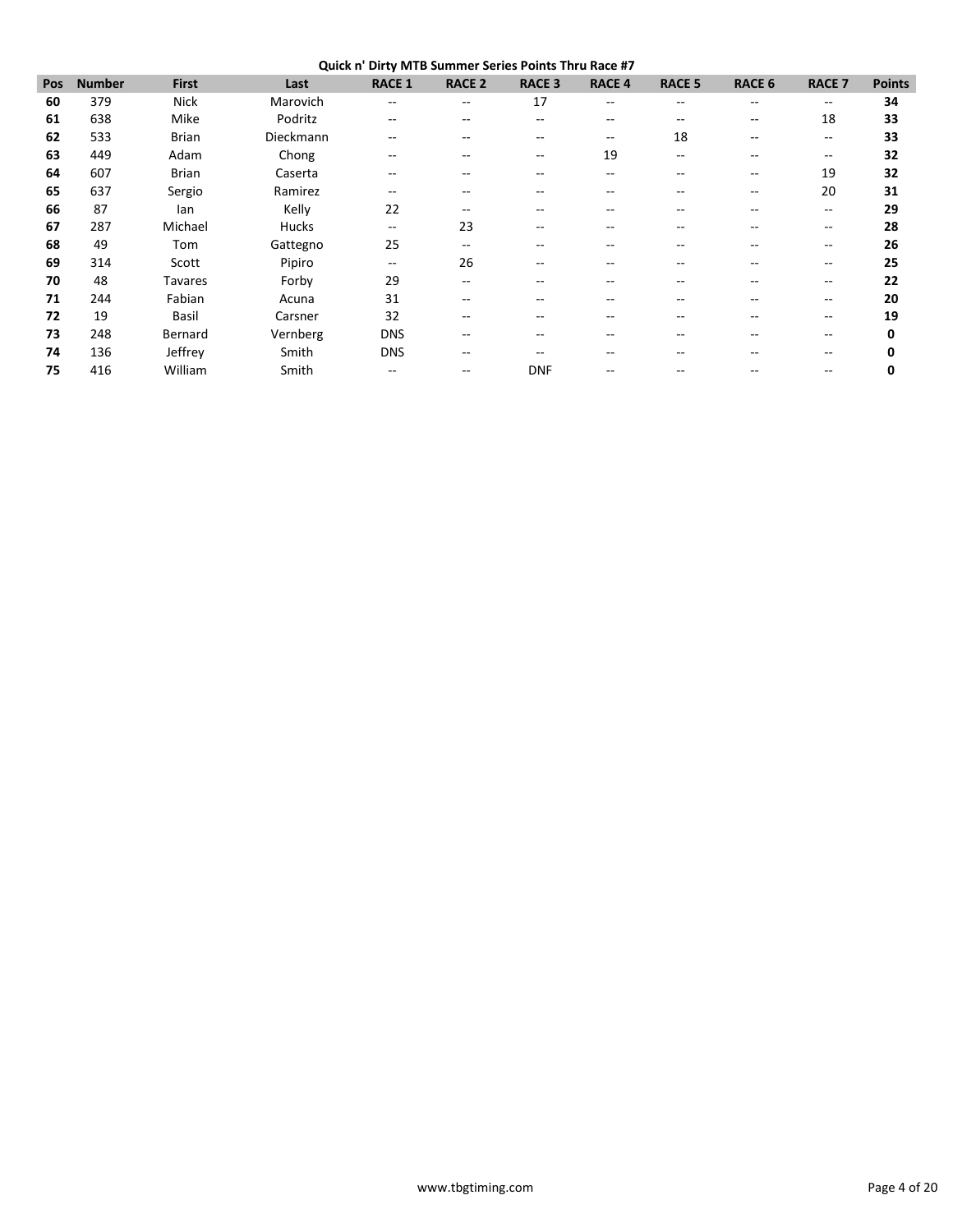**Quick n' Dirty MTB Summer Series Points Thru Race #7**

| Pos | Number | First | Last | RACE 1 | RACE 2 | RACE 3 | RACE 4 | RACE 5 | RACE 6 | RACE 7 | Points |
|---|---|---|---|---|---|---|---|---|---|---|---|
| 60 | 379 | Nick | Marovich | -- | -- | 17 | -- | -- | -- | -- | 34 |
| 61 | 638 | Mike | Podritz | -- | -- | -- | -- | -- | -- | 18 | 33 |
| 62 | 533 | Brian | Dieckmann | -- | -- | -- | -- | 18 | -- | -- | 33 |
| 63 | 449 | Adam | Chong | -- | -- | -- | 19 | -- | -- | -- | 32 |
| 64 | 607 | Brian | Caserta | -- | -- | -- | -- | -- | -- | 19 | 32 |
| 65 | 637 | Sergio | Ramirez | -- | -- | -- | -- | -- | -- | 20 | 31 |
| 66 | 87 | Ian | Kelly | 22 | -- | -- | -- | -- | -- | -- | 29 |
| 67 | 287 | Michael | Hucks | -- | 23 | -- | -- | -- | -- | -- | 28 |
| 68 | 49 | Tom | Gattegno | 25 | -- | -- | -- | -- | -- | -- | 26 |
| 69 | 314 | Scott | Pipiro | -- | 26 | -- | -- | -- | -- | -- | 25 |
| 70 | 48 | Tavares | Forby | 29 | -- | -- | -- | -- | -- | -- | 22 |
| 71 | 244 | Fabian | Acuna | 31 | -- | -- | -- | -- | -- | -- | 20 |
| 72 | 19 | Basil | Carsner | 32 | -- | -- | -- | -- | -- | -- | 19 |
| 73 | 248 | Bernard | Vernberg | DNS | -- | -- | -- | -- | -- | -- | 0 |
| 74 | 136 | Jeffrey | Smith | DNS | -- | -- | -- | -- | -- | -- | 0 |
| 75 | 416 | William | Smith | -- | -- | DNF | -- | -- | -- | -- | 0 |

www.tbgtiming.com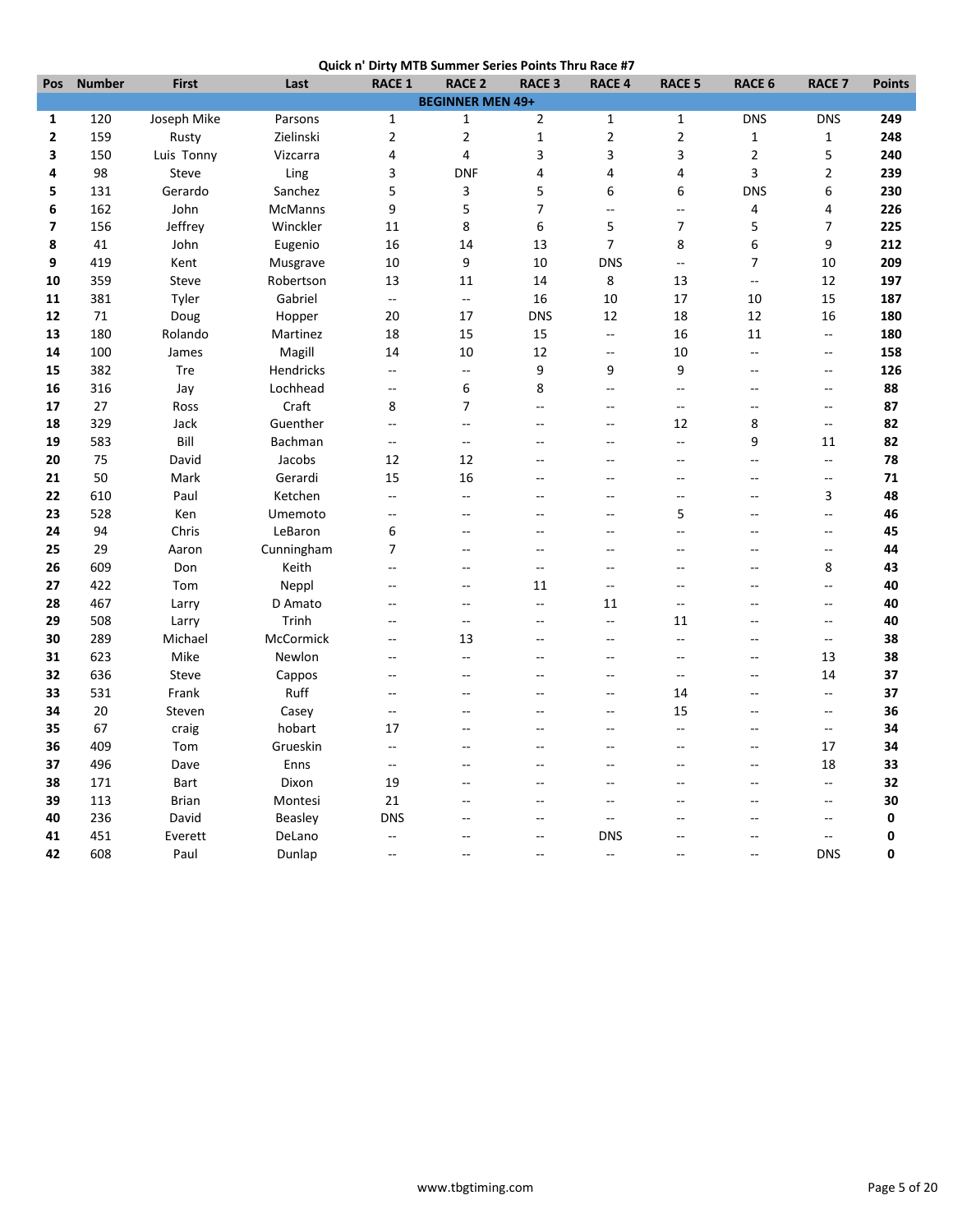**Quick n' Dirty MTB Summer Series Points Thru Race #7**

| Pos | Number | First | Last | RACE 1 | RACE 2 | RACE 3 | RACE 4 | RACE 5 | RACE 6 | RACE 7 | Points |
|---|---|---|---|---|---|---|---|---|---|---|---|
| | | | | **BEGINNER MEN 49+** | | | | | | | |
| **1** | 120 | Joseph Mike | Parsons | 1 | 1 | 2 | 1 | 1 | DNS | DNS | **249** |
| **2** | 159 | Rusty | Zielinski | 2 | 2 | 1 | 2 | 2 | 1 | 1 | **248** |
| **3** | 150 | Luis Tonny | Vizcarra | 4 | 4 | 3 | 3 | 3 | 2 | 5 | **240** |
| **4** | 98 | Steve | Ling | 3 | DNF | 4 | 4 | 4 | 3 | 2 | **239** |
| **5** | 131 | Gerardo | Sanchez | 5 | 3 | 5 | 6 | 6 | DNS | 6 | **230** |
| **6** | 162 | John | McManns | 9 | 5 | 7 | -- | -- | 4 | 4 | **226** |
| **7** | 156 | Jeffrey | Winckler | 11 | 8 | 6 | 5 | 7 | 5 | 7 | **225** |
| **8** | 41 | John | Eugenio | 16 | 14 | 13 | 7 | 8 | 6 | 9 | **212** |
| **9** | 419 | Kent | Musgrave | 10 | 9 | 10 | DNS | -- | 7 | 10 | **209** |
| **10** | 359 | Steve | Robertson | 13 | 11 | 14 | 8 | 13 | -- | 12 | **197** |
| **11** | 381 | Tyler | Gabriel | -- | -- | 16 | 10 | 17 | 10 | 15 | **187** |
| **12** | 71 | Doug | Hopper | 20 | 17 | DNS | 12 | 18 | 12 | 16 | **180** |
| **13** | 180 | Rolando | Martinez | 18 | 15 | 15 | -- | 16 | 11 | -- | **180** |
| **14** | 100 | James | Magill | 14 | 10 | 12 | -- | 10 | -- | -- | **158** |
| **15** | 382 | Tre | Hendricks | -- | -- | 9 | 9 | 9 | -- | -- | **126** |
| **16** | 316 | Jay | Lochhead | -- | 6 | 8 | -- | -- | -- | -- | **88** |
| **17** | 27 | Ross | Craft | 8 | 7 | -- | -- | -- | -- | -- | **87** |
| **18** | 329 | Jack | Guenther | -- | -- | -- | -- | 12 | 8 | -- | **82** |
| **19** | 583 | Bill | Bachman | -- | -- | -- | -- | -- | 9 | 11 | **82** |
| **20** | 75 | David | Jacobs | 12 | 12 | -- | -- | -- | -- | -- | **78** |
| **21** | 50 | Mark | Gerardi | 15 | 16 | -- | -- | -- | -- | -- | **71** |
| **22** | 610 | Paul | Ketchen | -- | -- | -- | -- | -- | -- | 3 | **48** |
| **23** | 528 | Ken | Umemoto | -- | -- | -- | -- | 5 | -- | -- | **46** |
| **24** | 94 | Chris | LeBaron | 6 | -- | -- | -- | -- | -- | -- | **45** |
| **25** | 29 | Aaron | Cunningham | 7 | -- | -- | -- | -- | -- | -- | **44** |
| **26** | 609 | Don | Keith | -- | -- | -- | -- | -- | -- | 8 | **43** |
| **27** | 422 | Tom | Neppl | -- | -- | 11 | -- | -- | -- | -- | **40** |
| **28** | 467 | Larry | D Amato | -- | -- | -- | 11 | -- | -- | -- | **40** |
| **29** | 508 | Larry | Trinh | -- | -- | -- | -- | 11 | -- | -- | **40** |
| **30** | 289 | Michael | McCormick | -- | 13 | -- | -- | -- | -- | -- | **38** |
| **31** | 623 | Mike | Newlon | -- | -- | -- | -- | -- | -- | 13 | **38** |
| **32** | 636 | Steve | Cappos | -- | -- | -- | -- | -- | -- | 14 | **37** |
| **33** | 531 | Frank | Ruff | -- | -- | -- | -- | 14 | -- | -- | **37** |
| **34** | 20 | Steven | Casey | -- | -- | -- | -- | 15 | -- | -- | **36** |
| **35** | 67 | craig | hobart | 17 | -- | -- | -- | -- | -- | -- | **34** |
| **36** | 409 | Tom | Grueskin | -- | -- | -- | -- | -- | -- | 17 | **34** |
| **37** | 496 | Dave | Enns | -- | -- | -- | -- | -- | -- | 18 | **33** |
| **38** | 171 | Bart | Dixon | 19 | -- | -- | -- | -- | -- | -- | **32** |
| **39** | 113 | Brian | Montesi | 21 | -- | -- | -- | -- | -- | -- | **30** |
| **40** | 236 | David | Beasley | DNS | -- | -- | -- | -- | -- | -- | **0** |
| **41** | 451 | Everett | DeLano | -- | -- | -- | DNS | -- | -- | -- | **0** |
| **42** | 608 | Paul | Dunlap | -- | -- | -- | -- | -- | -- | DNS | **0** |

www.tbgtiming.com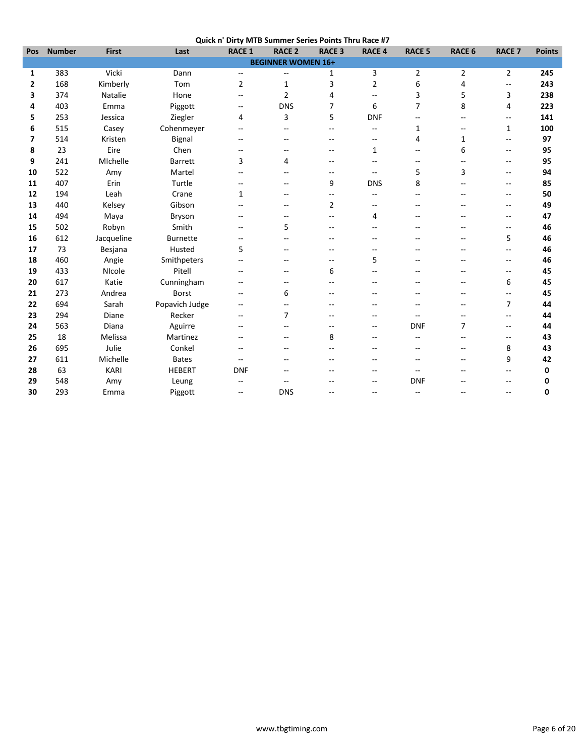**Quick n' Dirty MTB Summer Series Points Thru Race #7**

| Pos | Number | First | Last | RACE 1 | RACE 2 | RACE 3 | RACE 4 | RACE 5 | RACE 6 | RACE 7 | Points |
|---|---|---|---|---|---|---|---|---|---|---|---|
| **BEGINNER WOMEN 16+** | | | | | | | | | | | |
| 1 | 383 | Vicki | Dann | -- | -- | 1 | 3 | 2 | 2 | 2 | **245** |
| 2 | 168 | Kimberly | Tom | 2 | 1 | 3 | 2 | 6 | 4 | -- | **243** |
| 3 | 374 | Natalie | Hone | -- | 2 | 4 | -- | 3 | 5 | 3 | **238** |
| 4 | 403 | Emma | Piggott | -- | DNS | 7 | 6 | 7 | 8 | 4 | **223** |
| 5 | 253 | Jessica | Ziegler | 4 | 3 | 5 | DNF | -- | -- | -- | **141** |
| 6 | 515 | Casey | Cohenmeyer | -- | -- | -- | -- | 1 | -- | 1 | **100** |
| 7 | 514 | Kristen | Bignal | -- | -- | -- | -- | 4 | 1 | -- | **97** |
| 8 | 23 | Eire | Chen | -- | -- | -- | 1 | -- | 6 | -- | **95** |
| 9 | 241 | MIchelle | Barrett | 3 | 4 | -- | -- | -- | -- | -- | **95** |
| 10 | 522 | Amy | Martel | -- | -- | -- | -- | 5 | 3 | -- | **94** |
| 11 | 407 | Erin | Turtle | -- | -- | 9 | DNS | 8 | -- | -- | **85** |
| 12 | 194 | Leah | Crane | 1 | -- | -- | -- | -- | -- | -- | **50** |
| 13 | 440 | Kelsey | Gibson | -- | -- | 2 | -- | -- | -- | -- | **49** |
| 14 | 494 | Maya | Bryson | -- | -- | -- | 4 | -- | -- | -- | **47** |
| 15 | 502 | Robyn | Smith | -- | 5 | -- | -- | -- | -- | -- | **46** |
| 16 | 612 | Jacqueline | Burnette | -- | -- | -- | -- | -- | -- | 5 | **46** |
| 17 | 73 | Besjana | Husted | 5 | -- | -- | -- | -- | -- | -- | **46** |
| 18 | 460 | Angie | Smithpeters | -- | -- | -- | 5 | -- | -- | -- | **46** |
| 19 | 433 | NIcole | Pitell | -- | -- | 6 | -- | -- | -- | -- | **45** |
| 20 | 617 | Katie | Cunningham | -- | -- | -- | -- | -- | -- | 6 | **45** |
| 21 | 273 | Andrea | Borst | -- | 6 | -- | -- | -- | -- | -- | **45** |
| 22 | 694 | Sarah | Popavich Judge | -- | -- | -- | -- | -- | -- | 7 | **44** |
| 23 | 294 | Diane | Recker | -- | 7 | -- | -- | -- | -- | -- | **44** |
| 24 | 563 | Diana | Aguirre | -- | -- | -- | -- | DNF | 7 | -- | **44** |
| 25 | 18 | Melissa | Martinez | -- | -- | 8 | -- | -- | -- | -- | **43** |
| 26 | 695 | Julie | Conkel | -- | -- | -- | -- | -- | -- | 8 | **43** |
| 27 | 611 | Michelle | Bates | -- | -- | -- | -- | -- | -- | 9 | **42** |
| 28 | 63 | KARI | HEBERT | DNF | -- | -- | -- | -- | -- | -- | **0** |
| 29 | 548 | Amy | Leung | -- | -- | -- | -- | DNF | -- | -- | **0** |
| 30 | 293 | Emma | Piggott | -- | DNS | -- | -- | -- | -- | -- | **0** |

www.tbgtiming.com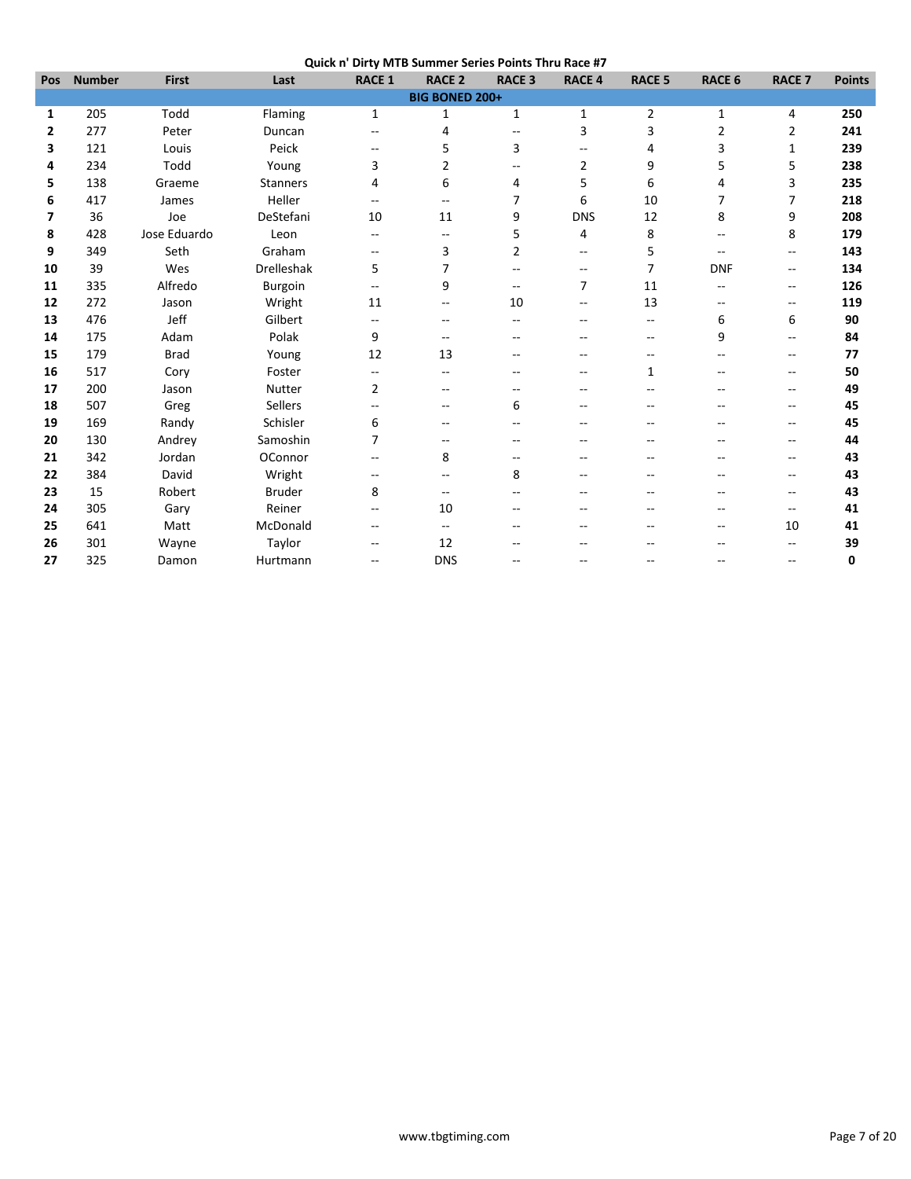**Quick n' Dirty MTB Summer Series Points Thru Race #7**

| Pos | Number | First | Last | RACE 1 | RACE 2 | RACE 3 | RACE 4 | RACE 5 | RACE 6 | RACE 7 | Points |
|---|---|---|---|---|---|---|---|---|---|---|---|
| **BIG BONED 200+** | | | | | | | | | | | |
| **1** | 205 | Todd | Flaming | 1 | 1 | 1 | 1 | 2 | 1 | 4 | **250** |
| **2** | 277 | Peter | Duncan | -- | 4 | -- | 3 | 3 | 2 | 2 | **241** |
| **3** | 121 | Louis | Peick | -- | 5 | 3 | -- | 4 | 3 | 1 | **239** |
| **4** | 234 | Todd | Young | 3 | 2 | -- | 2 | 9 | 5 | 5 | **238** |
| **5** | 138 | Graeme | Stanners | 4 | 6 | 4 | 5 | 6 | 4 | 3 | **235** |
| **6** | 417 | James | Heller | -- | -- | 7 | 6 | 10 | 7 | 7 | **218** |
| **7** | 36 | Joe | DeStefani | 10 | 11 | 9 | DNS | 12 | 8 | 9 | **208** |
| **8** | 428 | Jose Eduardo | Leon | -- | -- | 5 | 4 | 8 | -- | 8 | **179** |
| **9** | 349 | Seth | Graham | -- | 3 | 2 | -- | 5 | -- | -- | **143** |
| **10** | 39 | Wes | Drelleshak | 5 | 7 | -- | -- | 7 | DNF | -- | **134** |
| **11** | 335 | Alfredo | Burgoin | -- | 9 | -- | 7 | 11 | -- | -- | **126** |
| **12** | 272 | Jason | Wright | 11 | -- | 10 | -- | 13 | -- | -- | **119** |
| **13** | 476 | Jeff | Gilbert | -- | -- | -- | -- | -- | 6 | 6 | **90** |
| **14** | 175 | Adam | Polak | 9 | -- | -- | -- | -- | 9 | -- | **84** |
| **15** | 179 | Brad | Young | 12 | 13 | -- | -- | -- | -- | -- | **77** |
| **16** | 517 | Cory | Foster | -- | -- | -- | -- | 1 | -- | -- | **50** |
| **17** | 200 | Jason | Nutter | 2 | -- | -- | -- | -- | -- | -- | **49** |
| **18** | 507 | Greg | Sellers | -- | -- | 6 | -- | -- | -- | -- | **45** |
| **19** | 169 | Randy | Schisler | 6 | -- | -- | -- | -- | -- | -- | **45** |
| **20** | 130 | Andrey | Samoshin | 7 | -- | -- | -- | -- | -- | -- | **44** |
| **21** | 342 | Jordan | OConnor | -- | 8 | -- | -- | -- | -- | -- | **43** |
| **22** | 384 | David | Wright | -- | -- | 8 | -- | -- | -- | -- | **43** |
| **23** | 15 | Robert | Bruder | 8 | -- | -- | -- | -- | -- | -- | **43** |
| **24** | 305 | Gary | Reiner | -- | 10 | -- | -- | -- | -- | -- | **41** |
| **25** | 641 | Matt | McDonald | -- | -- | -- | -- | -- | -- | 10 | **41** |
| **26** | 301 | Wayne | Taylor | -- | 12 | -- | -- | -- | -- | -- | **39** |
| **27** | 325 | Damon | Hurtmann | -- | DNS | -- | -- | -- | -- | -- | **0** |

www.tbgtiming.com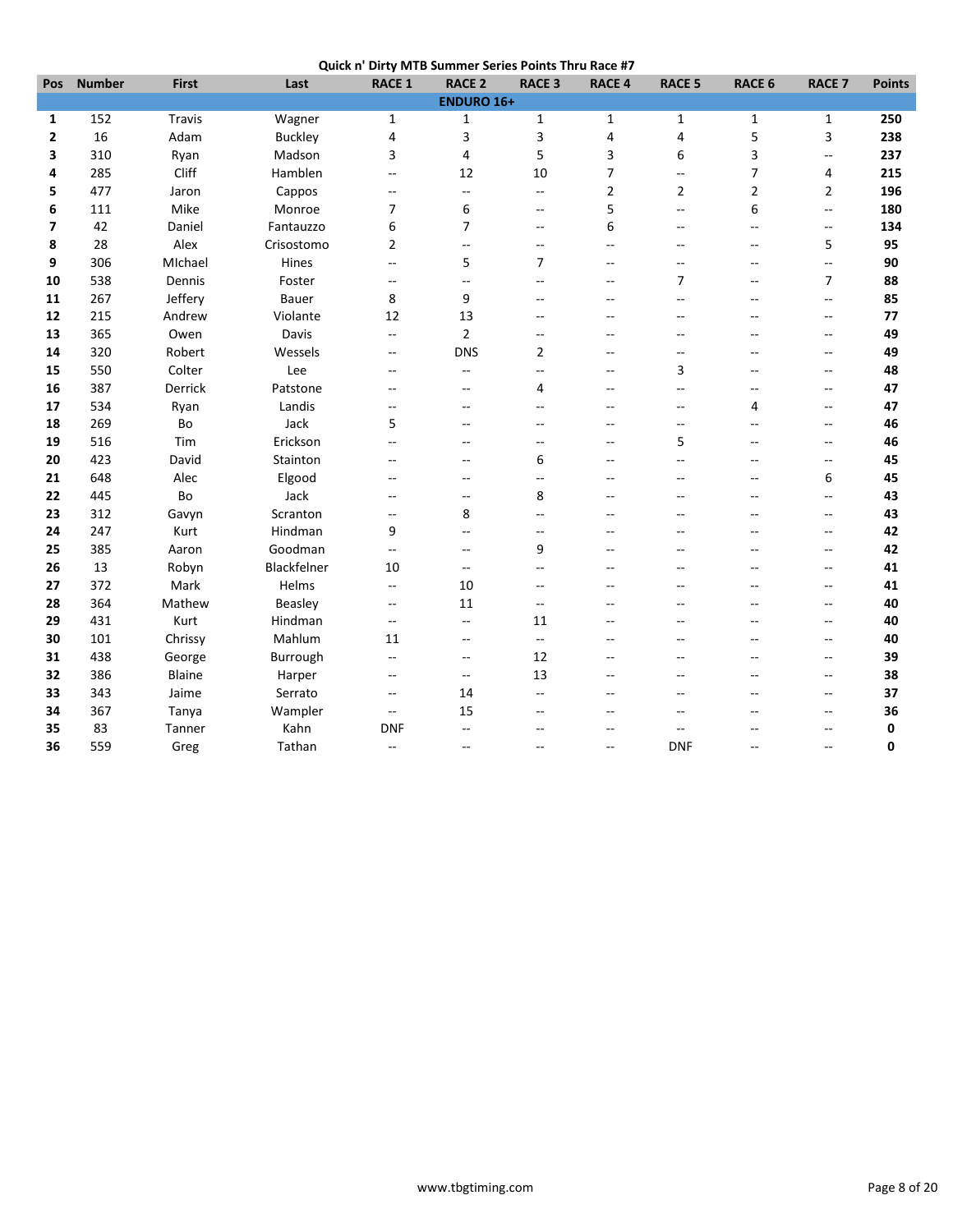**Quick n' Dirty MTB Summer Series Points Thru Race #7**

| Pos | Number | First | Last | RACE 1 | RACE 2 | RACE 3 | RACE 4 | RACE 5 | RACE 6 | RACE 7 | Points |
|---|---|---|---|---|---|---|---|---|---|---|---|
| | | | | | ENDURO 16+ | | | | | | |
| **1** | 152 | Travis | Wagner | 1 | 1 | 1 | 1 | 1 | 1 | 1 | **250** |
| **2** | 16 | Adam | Buckley | 4 | 3 | 3 | 4 | 4 | 5 | 3 | **238** |
| **3** | 310 | Ryan | Madson | 3 | 4 | 5 | 3 | 6 | 3 | -- | **237** |
| **4** | 285 | Cliff | Hamblen | -- | 12 | 10 | 7 | -- | 7 | 4 | **215** |
| **5** | 477 | Jaron | Cappos | -- | -- | -- | 2 | 2 | 2 | 2 | **196** |
| **6** | 111 | Mike | Monroe | 7 | 6 | -- | 5 | -- | 6 | -- | **180** |
| **7** | 42 | Daniel | Fantauzzo | 6 | 7 | -- | 6 | -- | -- | -- | **134** |
| **8** | 28 | Alex | Crisostomo | 2 | -- | -- | -- | -- | -- | 5 | **95** |
| **9** | 306 | MIchael | Hines | -- | 5 | 7 | -- | -- | -- | -- | **90** |
| **10** | 538 | Dennis | Foster | -- | -- | -- | -- | 7 | -- | 7 | **88** |
| **11** | 267 | Jeffery | Bauer | 8 | 9 | -- | -- | -- | -- | -- | **85** |
| **12** | 215 | Andrew | Violante | 12 | 13 | -- | -- | -- | -- | -- | **77** |
| **13** | 365 | Owen | Davis | -- | 2 | -- | -- | -- | -- | -- | **49** |
| **14** | 320 | Robert | Wessels | -- | DNS | 2 | -- | -- | -- | -- | **49** |
| **15** | 550 | Colter | Lee | -- | -- | -- | -- | 3 | -- | -- | **48** |
| **16** | 387 | Derrick | Patstone | -- | -- | 4 | -- | -- | -- | -- | **47** |
| **17** | 534 | Ryan | Landis | -- | -- | -- | -- | -- | 4 | -- | **47** |
| **18** | 269 | Bo | Jack | 5 | -- | -- | -- | -- | -- | -- | **46** |
| **19** | 516 | Tim | Erickson | -- | -- | -- | -- | 5 | -- | -- | **46** |
| **20** | 423 | David | Stainton | -- | -- | 6 | -- | -- | -- | -- | **45** |
| **21** | 648 | Alec | Elgood | -- | -- | -- | -- | -- | -- | 6 | **45** |
| **22** | 445 | Bo | Jack | -- | -- | 8 | -- | -- | -- | -- | **43** |
| **23** | 312 | Gavyn | Scranton | -- | 8 | -- | -- | -- | -- | -- | **43** |
| **24** | 247 | Kurt | Hindman | 9 | -- | -- | -- | -- | -- | -- | **42** |
| **25** | 385 | Aaron | Goodman | -- | -- | 9 | -- | -- | -- | -- | **42** |
| **26** | 13 | Robyn | Blackfelner | 10 | -- | -- | -- | -- | -- | -- | **41** |
| **27** | 372 | Mark | Helms | -- | 10 | -- | -- | -- | -- | -- | **41** |
| **28** | 364 | Mathew | Beasley | -- | 11 | -- | -- | -- | -- | -- | **40** |
| **29** | 431 | Kurt | Hindman | -- | -- | 11 | -- | -- | -- | -- | **40** |
| **30** | 101 | Chrissy | Mahlum | 11 | -- | -- | -- | -- | -- | -- | **40** |
| **31** | 438 | George | Burrough | -- | -- | 12 | -- | -- | -- | -- | **39** |
| **32** | 386 | Blaine | Harper | -- | -- | 13 | -- | -- | -- | -- | **38** |
| **33** | 343 | Jaime | Serrato | -- | 14 | -- | -- | -- | -- | -- | **37** |
| **34** | 367 | Tanya | Wampler | -- | 15 | -- | -- | -- | -- | -- | **36** |
| **35** | 83 | Tanner | Kahn | DNF | -- | -- | -- | -- | -- | -- | **0** |
| **36** | 559 | Greg | Tathan | -- | -- | -- | -- | DNF | -- | -- | **0** |

www.tbgtiming.com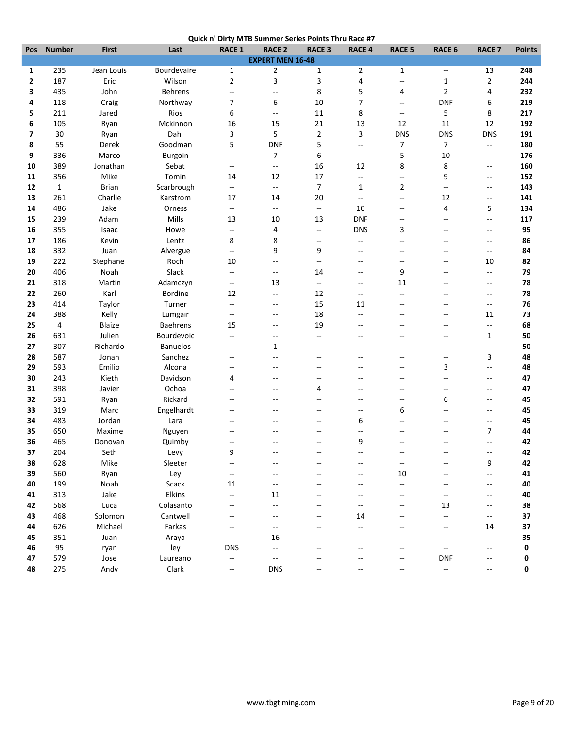## Quick n' Dirty MTB Summer Series Points Thru Race #7

| Pos | Number | First | Last | RACE 1 | RACE 2 | RACE 3 | RACE 4 | RACE 5 | RACE 6 | RACE 7 | Points |
|---|---|---|---|---|---|---|---|---|---|---|---|
| **EXPERT MEN 16-48** | | | | | | | | | | | |
| **1** | 235 | Jean Louis | Bourdevaire | 1 | 2 | 1 | 2 | 1 | -- | 13 | **248** |
| **2** | 187 | Eric | Wilson | 2 | 3 | 3 | 4 | -- | 1 | 2 | **244** |
| **3** | 435 | John | Behrens | -- | -- | 8 | 5 | 4 | 2 | 4 | **232** |
| **4** | 118 | Craig | Northway | 7 | 6 | 10 | 7 | -- | DNF | 6 | **219** |
| **5** | 211 | Jared | Rios | 6 | -- | 11 | 8 | -- | 5 | 8 | **217** |
| **6** | 105 | Ryan | Mckinnon | 16 | 15 | 21 | 13 | 12 | 11 | 12 | **192** |
| **7** | 30 | Ryan | Dahl | 3 | 5 | 2 | 3 | DNS | DNS | DNS | **191** |
| **8** | 55 | Derek | Goodman | 5 | DNF | 5 | -- | 7 | 7 | -- | **180** |
| **9** | 336 | Marco | Burgoin | -- | 7 | 6 | -- | 5 | 10 | -- | **176** |
| **10** | 389 | Jonathan | Sebat | -- | -- | 16 | 12 | 8 | 8 | -- | **160** |
| **11** | 356 | Mike | Tomin | 14 | 12 | 17 | -- | -- | 9 | -- | **152** |
| **12** | 1 | Brian | Scarbrough | -- | -- | 7 | 1 | 2 | -- | -- | **143** |
| **13** | 261 | Charlie | Karstrom | 17 | 14 | 20 | -- | -- | 12 | -- | **141** |
| **14** | 486 | Jake | Orness | -- | -- | -- | 10 | -- | 4 | 5 | **134** |
| **15** | 239 | Adam | Mills | 13 | 10 | 13 | DNF | -- | -- | -- | **117** |
| **16** | 355 | Isaac | Howe | -- | 4 | -- | DNS | 3 | -- | -- | **95** |
| **17** | 186 | Kevin | Lentz | 8 | 8 | -- | -- | -- | -- | -- | **86** |
| **18** | 332 | Juan | Alvergue | -- | 9 | 9 | -- | -- | -- | -- | **84** |
| **19** | 222 | Stephane | Roch | 10 | -- | -- | -- | -- | -- | 10 | **82** |
| **20** | 406 | Noah | Slack | -- | -- | 14 | -- | 9 | -- | -- | **79** |
| **21** | 318 | Martin | Adamczyn | -- | 13 | -- | -- | 11 | -- | -- | **78** |
| **22** | 260 | Karl | Bordine | 12 | -- | 12 | -- | -- | -- | -- | **78** |
| **23** | 414 | Taylor | Turner | -- | -- | 15 | 11 | -- | -- | -- | **76** |
| **24** | 388 | Kelly | Lumgair | -- | -- | 18 | -- | -- | -- | 11 | **73** |
| **25** | 4 | Blaize | Baehrens | 15 | -- | 19 | -- | -- | -- | -- | **68** |
| **26** | 631 | Julien | Bourdevoic | -- | -- | -- | -- | -- | -- | 1 | **50** |
| **27** | 307 | Richardo | Banuelos | -- | 1 | -- | -- | -- | -- | -- | **50** |
| **28** | 587 | Jonah | Sanchez | -- | -- | -- | -- | -- | -- | 3 | **48** |
| **29** | 593 | Emilio | Alcona | -- | -- | -- | -- | -- | 3 | -- | **48** |
| **30** | 243 | Kieth | Davidson | 4 | -- | -- | -- | -- | -- | -- | **47** |
| **31** | 398 | Javier | Ochoa | -- | -- | 4 | -- | -- | -- | -- | **47** |
| **32** | 591 | Ryan | Rickard | -- | -- | -- | -- | -- | 6 | -- | **45** |
| **33** | 319 | Marc | Engelhardt | -- | -- | -- | -- | 6 | -- | -- | **45** |
| **34** | 483 | Jordan | Lara | -- | -- | -- | 6 | -- | -- | -- | **45** |
| **35** | 650 | Maxime | Nguyen | -- | -- | -- | -- | -- | -- | 7 | **44** |
| **36** | 465 | Donovan | Quimby | -- | -- | -- | 9 | -- | -- | -- | **42** |
| **37** | 204 | Seth | Levy | 9 | -- | -- | -- | -- | -- | -- | **42** |
| **38** | 628 | Mike | Sleeter | -- | -- | -- | -- | -- | -- | 9 | **42** |
| **39** | 560 | Ryan | Ley | -- | -- | -- | -- | 10 | -- | -- | **41** |
| **40** | 199 | Noah | Scack | 11 | -- | -- | -- | -- | -- | -- | **40** |
| **41** | 313 | Jake | Elkins | -- | 11 | -- | -- | -- | -- | -- | **40** |
| **42** | 568 | Luca | Colasanto | -- | -- | -- | -- | -- | 13 | -- | **38** |
| **43** | 468 | Solomon | Cantwell | -- | -- | -- | 14 | -- | -- | -- | **37** |
| **44** | 626 | Michael | Farkas | -- | -- | -- | -- | -- | -- | 14 | **37** |
| **45** | 351 | Juan | Araya | -- | 16 | -- | -- | -- | -- | -- | **35** |
| **46** | 95 | ryan | ley | DNS | -- | -- | -- | -- | -- | -- | **0** |
| **47** | 579 | Jose | Laureano | -- | -- | -- | -- | -- | DNF | -- | **0** |
| **48** | 275 | Andy | Clark | -- | DNS | -- | -- | -- | -- | -- | **0** |

www.tbgtiming.com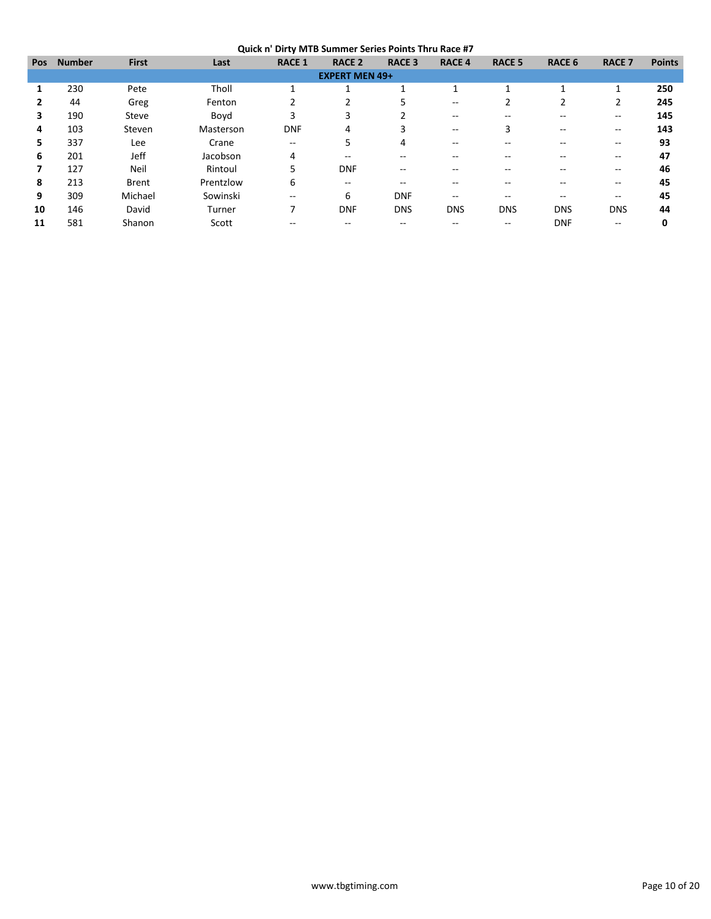## Quick n' Dirty MTB Summer Series Points Thru Race #7

| Pos | Number | First | Last | RACE 1 | RACE 2 | RACE 3 | RACE 4 | RACE 5 | RACE 6 | RACE 7 | Points |
|---|---|---|---|---|---|---|---|---|---|---|---|
| **EXPERT MEN 49+** | | | | | | | | | | | |
| **1** | 230 | Pete | Tholl | 1 | 1 | 1 | 1 | 1 | 1 | 1 | **250** |
| **2** | 44 | Greg | Fenton | 2 | 2 | 5 | -- | 2 | 2 | 2 | **245** |
| **3** | 190 | Steve | Boyd | 3 | 3 | 2 | -- | -- | -- | -- | **145** |
| **4** | 103 | Steven | Masterson | DNF | 4 | 3 | -- | 3 | -- | -- | **143** |
| **5** | 337 | Lee | Crane | -- | 5 | 4 | -- | -- | -- | -- | **93** |
| **6** | 201 | Jeff | Jacobson | 4 | -- | -- | -- | -- | -- | -- | **47** |
| **7** | 127 | Neil | Rintoul | 5 | DNF | -- | -- | -- | -- | -- | **46** |
| **8** | 213 | Brent | Prentzlow | 6 | -- | -- | -- | -- | -- | -- | **45** |
| **9** | 309 | Michael | Sowinski | -- | 6 | DNF | -- | -- | -- | -- | **45** |
| **10** | 146 | David | Turner | 7 | DNF | DNS | DNS | DNS | DNS | DNS | **44** |
| **11** | 581 | Shanon | Scott | -- | -- | -- | -- | -- | DNF | -- | **0** |

www.tbgtiming.com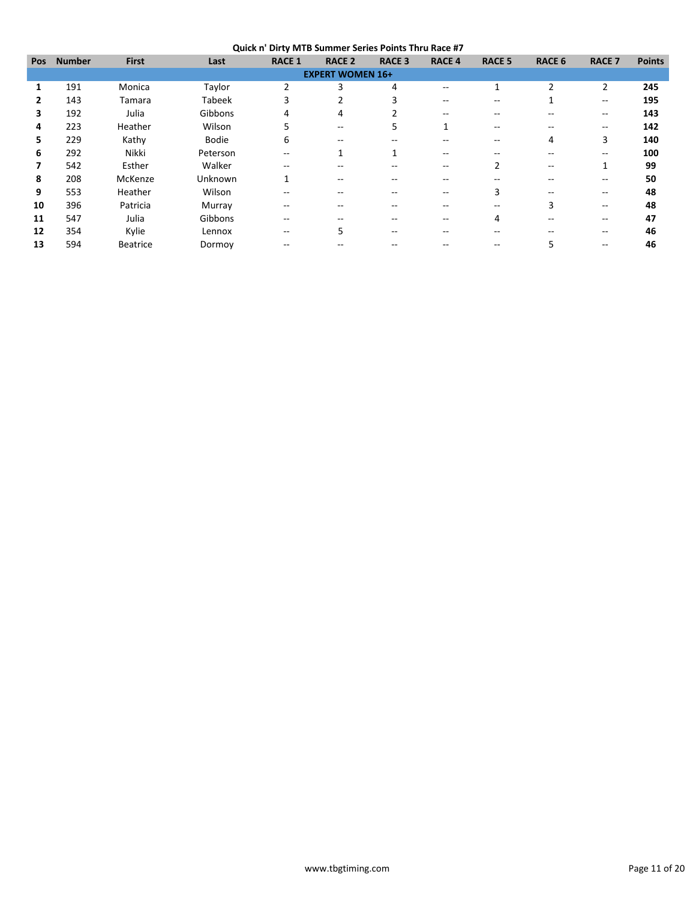**Quick n' Dirty MTB Summer Series Points Thru Race #7**

| Pos | Number | First | Last | RACE 1 | RACE 2 | RACE 3 | RACE 4 | RACE 5 | RACE 6 | RACE 7 | Points |
|---|---|---|---|---|---|---|---|---|---|---|---|
| **EXPERT WOMEN 16+** | | | | | | | | | | | |
| **1** | 191 | Monica | Taylor | 2 | 3 | 4 | -- | 1 | 2 | 2 | **245** |
| **2** | 143 | Tamara | Tabeek | 3 | 2 | 3 | -- | -- | 1 | -- | **195** |
| **3** | 192 | Julia | Gibbons | 4 | 4 | 2 | -- | -- | -- | -- | **143** |
| **4** | 223 | Heather | Wilson | 5 | -- | 5 | 1 | -- | -- | -- | **142** |
| **5** | 229 | Kathy | Bodie | 6 | -- | -- | -- | -- | 4 | 3 | **140** |
| **6** | 292 | Nikki | Peterson | -- | 1 | 1 | -- | -- | -- | -- | **100** |
| **7** | 542 | Esther | Walker | -- | -- | -- | -- | 2 | -- | 1 | **99** |
| **8** | 208 | McKenze | Unknown | 1 | -- | -- | -- | -- | -- | -- | **50** |
| **9** | 553 | Heather | Wilson | -- | -- | -- | -- | 3 | -- | -- | **48** |
| **10** | 396 | Patricia | Murray | -- | -- | -- | -- | -- | 3 | -- | **48** |
| **11** | 547 | Julia | Gibbons | -- | -- | -- | -- | 4 | -- | -- | **47** |
| **12** | 354 | Kylie | Lennox | -- | 5 | -- | -- | -- | -- | -- | **46** |
| **13** | 594 | Beatrice | Dormoy | -- | -- | -- | -- | -- | 5 | -- | **46** |

www.tbgtiming.com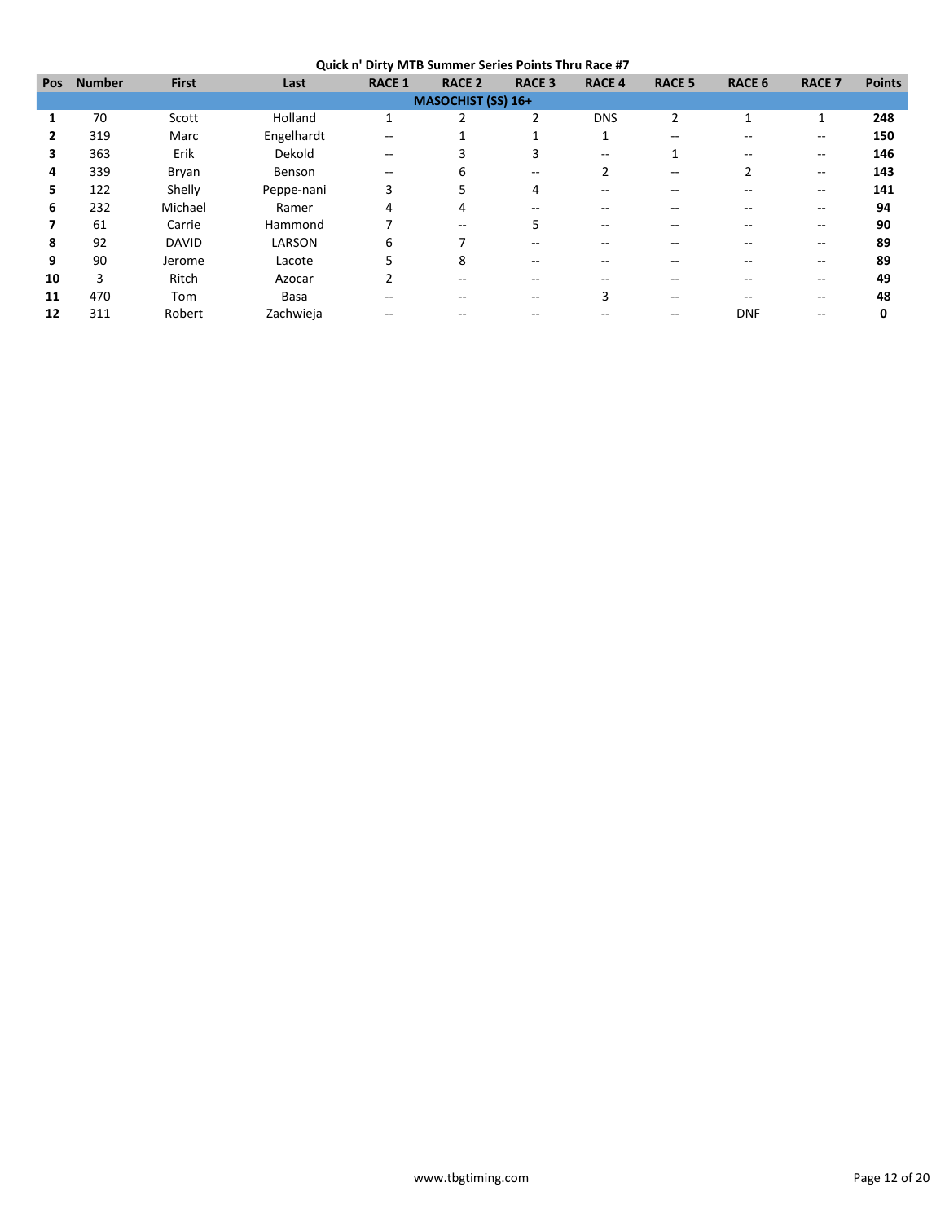# Quick n' Dirty MTB Summer Series Points Thru Race #7

| Pos | Number | First | Last | RACE 1 | RACE 2 | RACE 3 | RACE 4 | RACE 5 | RACE 6 | RACE 7 | Points |
|---|---|---|---|---|---|---|---|---|---|---|---|
| **MASOCHIST (SS) 16+** | | | | | | | | | | | |
| **1** | 70 | Scott | Holland | 1 | 2 | 2 | DNS | 2 | 1 | 1 | **248** |
| **2** | 319 | Marc | Engelhardt | -- | 1 | 1 | 1 | -- | -- | -- | **150** |
| **3** | 363 | Erik | Dekold | -- | 3 | 3 | -- | 1 | -- | -- | **146** |
| **4** | 339 | Bryan | Benson | -- | 6 | -- | 2 | -- | 2 | -- | **143** |
| **5** | 122 | Shelly | Peppe-nani | 3 | 5 | 4 | -- | -- | -- | -- | **141** |
| **6** | 232 | Michael | Ramer | 4 | 4 | -- | -- | -- | -- | -- | **94** |
| **7** | 61 | Carrie | Hammond | 7 | -- | 5 | -- | -- | -- | -- | **90** |
| **8** | 92 | DAVID | LARSON | 6 | 7 | -- | -- | -- | -- | -- | **89** |
| **9** | 90 | Jerome | Lacote | 5 | 8 | -- | -- | -- | -- | -- | **89** |
| **10** | 3 | Ritch | Azocar | 2 | -- | -- | -- | -- | -- | -- | **49** |
| **11** | 470 | Tom | Basa | -- | -- | -- | 3 | -- | -- | -- | **48** |
| **12** | 311 | Robert | Zachwieja | -- | -- | -- | -- | -- | DNF | -- | **0** |

www.tbgtiming.com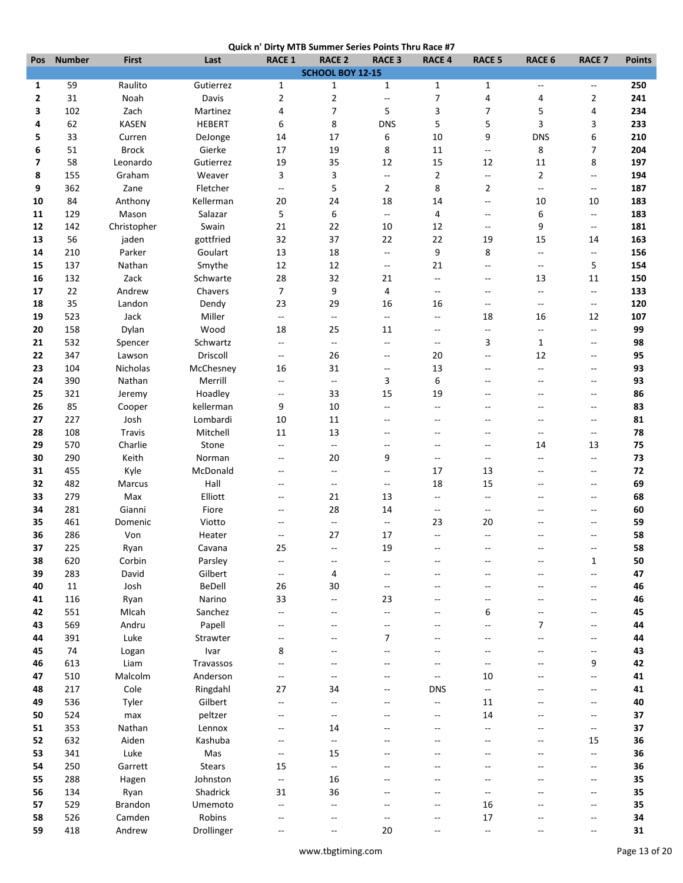**Quick n' Dirty MTB Summer Series Points Thru Race #7**

| Pos | Number | First | Last | RACE 1 | RACE 2 | RACE 3 | RACE 4 | RACE 5 | RACE 6 | RACE 7 | Points |
|---|---|---|---|---|---|---|---|---|---|---|---|
| | | | | SCHOOL BOY 12-15 | | | | | | | |
| 1 | 59 | Raulito | Gutierrez | 1 | 1 | 1 | 1 | 1 | -- | -- | 250 |
| 2 | 31 | Noah | Davis | 2 | 2 | -- | 7 | 4 | 4 | 2 | 241 |
| 3 | 102 | Zach | Martinez | 4 | 7 | 5 | 3 | 7 | 5 | 4 | 234 |
| 4 | 62 | KASEN | HEBERT | 6 | 8 | DNS | 5 | 5 | 3 | 3 | 233 |
| 5 | 33 | Curren | DeJonge | 14 | 17 | 6 | 10 | 9 | DNS | 6 | 210 |
| 6 | 51 | Brock | Gierke | 17 | 19 | 8 | 11 | -- | 8 | 7 | 204 |
| 7 | 58 | Leonardo | Gutierrez | 19 | 35 | 12 | 15 | 12 | 11 | 8 | 197 |
| 8 | 155 | Graham | Weaver | 3 | 3 | -- | 2 | -- | 2 | -- | 194 |
| 9 | 362 | Zane | Fletcher | -- | 5 | 2 | 8 | 2 | -- | -- | 187 |
| 10 | 84 | Anthony | Kellerman | 20 | 24 | 18 | 14 | -- | 10 | 10 | 183 |
| 11 | 129 | Mason | Salazar | 5 | 6 | -- | 4 | -- | 6 | -- | 183 |
| 12 | 142 | Christopher | Swain | 21 | 22 | 10 | 12 | -- | 9 | -- | 181 |
| 13 | 56 | jaden | gottfried | 32 | 37 | 22 | 22 | 19 | 15 | 14 | 163 |
| 14 | 210 | Parker | Goulart | 13 | 18 | -- | 9 | 8 | -- | -- | 156 |
| 15 | 137 | Nathan | Smythe | 12 | 12 | -- | 21 | -- | -- | 5 | 154 |
| 16 | 132 | Zack | Schwarte | 28 | 32 | 21 | -- | -- | 13 | 11 | 150 |
| 17 | 22 | Andrew | Chavers | 7 | 9 | 4 | -- | -- | -- | -- | 133 |
| 18 | 35 | Landon | Dendy | 23 | 29 | 16 | 16 | -- | -- | -- | 120 |
| 19 | 523 | Jack | Miller | -- | -- | -- | -- | 18 | 16 | 12 | 107 |
| 20 | 158 | Dylan | Wood | 18 | 25 | 11 | -- | -- | -- | -- | 99 |
| 21 | 532 | Spencer | Schwartz | -- | -- | -- | -- | 3 | 1 | -- | 98 |
| 22 | 347 | Lawson | Driscoll | -- | 26 | -- | 20 | -- | 12 | -- | 95 |
| 23 | 104 | Nicholas | McChesney | 16 | 31 | -- | 13 | -- | -- | -- | 93 |
| 24 | 390 | Nathan | Merrill | -- | -- | 3 | 6 | -- | -- | -- | 93 |
| 25 | 321 | Jeremy | Hoadley | -- | 33 | 15 | 19 | -- | -- | -- | 86 |
| 26 | 85 | Cooper | kellerman | 9 | 10 | -- | -- | -- | -- | -- | 83 |
| 27 | 227 | Josh | Lombardi | 10 | 11 | -- | -- | -- | -- | -- | 81 |
| 28 | 108 | Travis | Mitchell | 11 | 13 | -- | -- | -- | -- | -- | 78 |
| 29 | 570 | Charlie | Stone | -- | -- | -- | -- | -- | 14 | 13 | 75 |
| 30 | 290 | Keith | Norman | -- | 20 | 9 | -- | -- | -- | -- | 73 |
| 31 | 455 | Kyle | McDonald | -- | -- | -- | 17 | 13 | -- | -- | 72 |
| 32 | 482 | Marcus | Hall | -- | -- | -- | 18 | 15 | -- | -- | 69 |
| 33 | 279 | Max | Elliott | -- | 21 | 13 | -- | -- | -- | -- | 68 |
| 34 | 281 | Gianni | Fiore | -- | 28 | 14 | -- | -- | -- | -- | 60 |
| 35 | 461 | Domenic | Viotto | -- | -- | -- | 23 | 20 | -- | -- | 59 |
| 36 | 286 | Von | Heater | -- | 27 | 17 | -- | -- | -- | -- | 58 |
| 37 | 225 | Ryan | Cavana | 25 | -- | 19 | -- | -- | -- | -- | 58 |
| 38 | 620 | Corbin | Parsley | -- | -- | -- | -- | -- | -- | 1 | 50 |
| 39 | 283 | David | Gilbert | -- | 4 | -- | -- | -- | -- | -- | 47 |
| 40 | 11 | Josh | BeDell | 26 | 30 | -- | -- | -- | -- | -- | 46 |
| 41 | 116 | Ryan | Narino | 33 | -- | 23 | -- | -- | -- | -- | 46 |
| 42 | 551 | MIcah | Sanchez | -- | -- | -- | -- | 6 | -- | -- | 45 |
| 43 | 569 | Andru | Papell | -- | -- | -- | -- | -- | 7 | -- | 44 |
| 44 | 391 | Luke | Strawter | -- | -- | 7 | -- | -- | -- | -- | 44 |
| 45 | 74 | Logan | Ivar | 8 | -- | -- | -- | -- | -- | -- | 43 |
| 46 | 613 | Liam | Travassos | -- | -- | -- | -- | -- | -- | 9 | 42 |
| 47 | 510 | Malcolm | Anderson | -- | -- | -- | -- | 10 | -- | -- | 41 |
| 48 | 217 | Cole | Ringdahl | 27 | 34 | -- | DNS | -- | -- | -- | 41 |
| 49 | 536 | Tyler | Gilbert | -- | -- | -- | -- | 11 | -- | -- | 40 |
| 50 | 524 | max | peltzer | -- | -- | -- | -- | 14 | -- | -- | 37 |
| 51 | 353 | Nathan | Lennox | -- | 14 | -- | -- | -- | -- | -- | 37 |
| 52 | 632 | Aiden | Kashuba | -- | -- | -- | -- | -- | -- | 15 | 36 |
| 53 | 341 | Luke | Mas | -- | 15 | -- | -- | -- | -- | -- | 36 |
| 54 | 250 | Garrett | Stears | 15 | -- | -- | -- | -- | -- | -- | 36 |
| 55 | 288 | Hagen | Johnston | -- | 16 | -- | -- | -- | -- | -- | 35 |
| 56 | 134 | Ryan | Shadrick | 31 | 36 | -- | -- | -- | -- | -- | 35 |
| 57 | 529 | Brandon | Umemoto | -- | -- | -- | -- | 16 | -- | -- | 35 |
| 58 | 526 | Camden | Robins | -- | -- | -- | -- | 17 | -- | -- | 34 |
| 59 | 418 | Andrew | Drollinger | -- | -- | 20 | -- | -- | -- | -- | 31 |

www.tbgtiming.com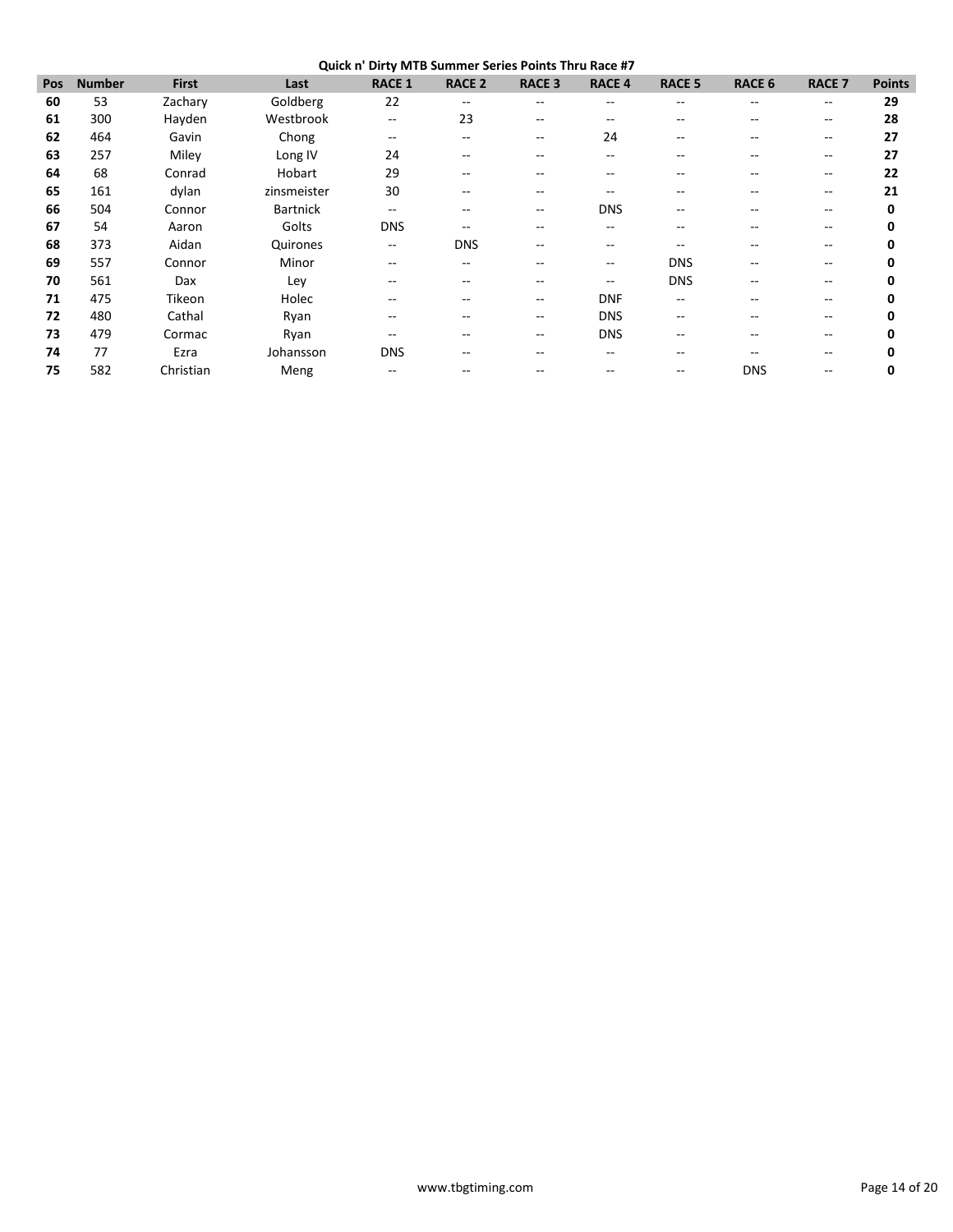**Quick n' Dirty MTB Summer Series Points Thru Race #7**

| Pos | Number | First | Last | RACE 1 | RACE 2 | RACE 3 | RACE 4 | RACE 5 | RACE 6 | RACE 7 | Points |
|---|---|---|---|---|---|---|---|---|---|---|---|
| **60** | 53 | Zachary | Goldberg | 22 | -- | -- | -- | -- | -- | -- | **29** |
| **61** | 300 | Hayden | Westbrook | -- | 23 | -- | -- | -- | -- | -- | **28** |
| **62** | 464 | Gavin | Chong | -- | -- | -- | 24 | -- | -- | -- | **27** |
| **63** | 257 | Miley | Long IV | 24 | -- | -- | -- | -- | -- | -- | **27** |
| **64** | 68 | Conrad | Hobart | 29 | -- | -- | -- | -- | -- | -- | **22** |
| **65** | 161 | dylan | zinsmeister | 30 | -- | -- | -- | -- | -- | -- | **21** |
| **66** | 504 | Connor | Bartnick | -- | -- | -- | DNS | -- | -- | -- | **0** |
| **67** | 54 | Aaron | Golts | DNS | -- | -- | -- | -- | -- | -- | **0** |
| **68** | 373 | Aidan | Quirones | -- | DNS | -- | -- | -- | -- | -- | **0** |
| **69** | 557 | Connor | Minor | -- | -- | -- | -- | DNS | -- | -- | **0** |
| **70** | 561 | Dax | Ley | -- | -- | -- | -- | DNS | -- | -- | **0** |
| **71** | 475 | Tikeon | Holec | -- | -- | -- | DNF | -- | -- | -- | **0** |
| **72** | 480 | Cathal | Ryan | -- | -- | -- | DNS | -- | -- | -- | **0** |
| **73** | 479 | Cormac | Ryan | -- | -- | -- | DNS | -- | -- | -- | **0** |
| **74** | 77 | Ezra | Johansson | DNS | -- | -- | -- | -- | -- | -- | **0** |
| **75** | 582 | Christian | Meng | -- | -- | -- | -- | -- | DNS | -- | **0** |

www.tbgtiming.com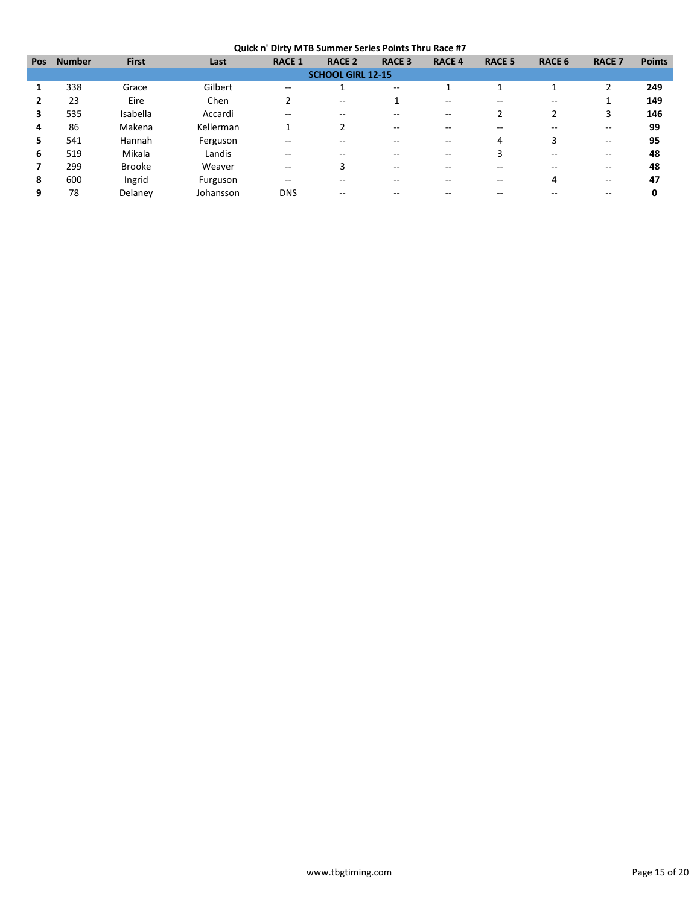**Quick n' Dirty MTB Summer Series Points Thru Race #7**

| Pos | Number | First | Last | RACE 1 | RACE 2 | RACE 3 | RACE 4 | RACE 5 | RACE 6 | RACE 7 | Points |
|---|---|---|---|---|---|---|---|---|---|---|---|
| **SCHOOL GIRL 12-15** | | | | | | | | | | | |
| **1** | 338 | Grace | Gilbert | -- | 1 | -- | 1 | 1 | 1 | 2 | **249** |
| **2** | 23 | Eire | Chen | 2 | -- | 1 | -- | -- | -- | 1 | **149** |
| **3** | 535 | Isabella | Accardi | -- | -- | -- | -- | 2 | 2 | 3 | **146** |
| **4** | 86 | Makena | Kellerman | 1 | 2 | -- | -- | -- | -- | -- | **99** |
| **5** | 541 | Hannah | Ferguson | -- | -- | -- | -- | 4 | 3 | -- | **95** |
| **6** | 519 | Mikala | Landis | -- | -- | -- | -- | 3 | -- | -- | **48** |
| **7** | 299 | Brooke | Weaver | -- | 3 | -- | -- | -- | -- | -- | **48** |
| **8** | 600 | Ingrid | Furguson | -- | -- | -- | -- | -- | 4 | -- | **47** |
| **9** | 78 | Delaney | Johansson | DNS | -- | -- | -- | -- | -- | -- | **0** |

www.tbgtiming.com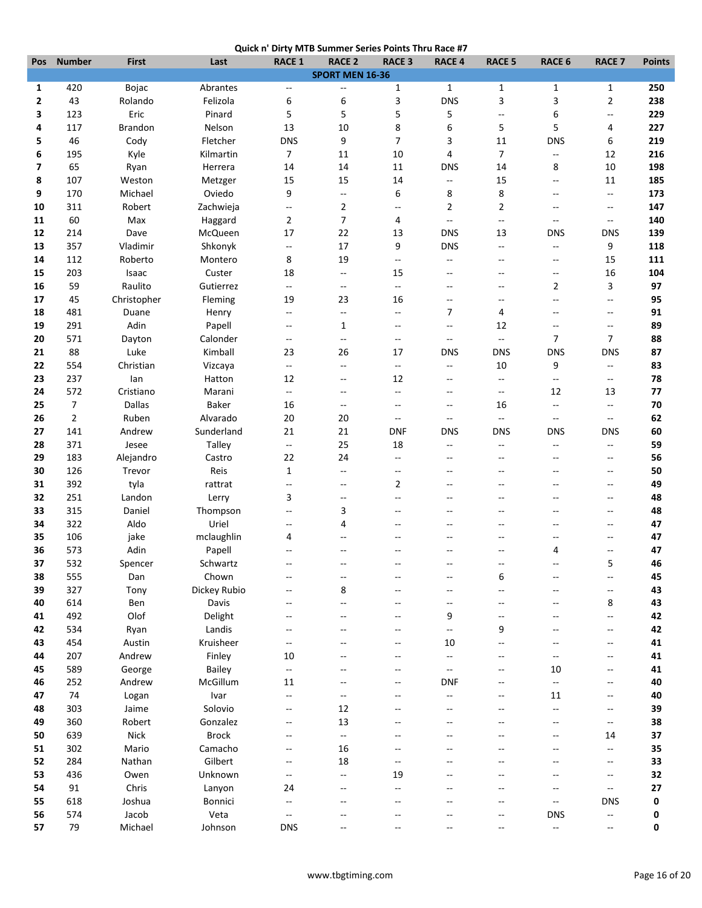# Quick n' Dirty MTB Summer Series Points Thru Race #7

| Pos | Number | First | Last | RACE 1 | RACE 2 | RACE 3 | RACE 4 | RACE 5 | RACE 6 | RACE 7 | Points |
|---|---|---|---|---|---|---|---|---|---|---|---|
| | | | | | **SPORT MEN 16-36** | | | | | | |
| 1 | 420 | Bojac | Abrantes | -- | -- | 1 | 1 | 1 | 1 | 1 | **250** |
| 2 | 43 | Rolando | Felizola | 6 | 6 | 3 | DNS | 3 | 3 | 2 | **238** |
| 3 | 123 | Eric | Pinard | 5 | 5 | 5 | 5 | -- | 6 | -- | **229** |
| 4 | 117 | Brandon | Nelson | 13 | 10 | 8 | 6 | 5 | 5 | 4 | **227** |
| 5 | 46 | Cody | Fletcher | DNS | 9 | 7 | 3 | 11 | DNS | 6 | **219** |
| 6 | 195 | Kyle | Kilmartin | 7 | 11 | 10 | 4 | 7 | -- | 12 | **216** |
| 7 | 65 | Ryan | Herrera | 14 | 14 | 11 | DNS | 14 | 8 | 10 | **198** |
| 8 | 107 | Weston | Metzger | 15 | 15 | 14 | -- | 15 | -- | 11 | **185** |
| 9 | 170 | Michael | Oviedo | 9 | -- | 6 | 8 | 8 | -- | -- | **173** |
| 10 | 311 | Robert | Zachwieja | -- | 2 | -- | 2 | 2 | -- | -- | **147** |
| 11 | 60 | Max | Haggard | 2 | 7 | 4 | -- | -- | -- | -- | **140** |
| 12 | 214 | Dave | McQueen | 17 | 22 | 13 | DNS | 13 | DNS | DNS | **139** |
| 13 | 357 | Vladimir | Shkonyk | -- | 17 | 9 | DNS | -- | -- | 9 | **118** |
| 14 | 112 | Roberto | Montero | 8 | 19 | -- | -- | -- | -- | 15 | **111** |
| 15 | 203 | Isaac | Custer | 18 | -- | 15 | -- | -- | -- | 16 | **104** |
| 16 | 59 | Raulito | Gutierrez | -- | -- | -- | -- | -- | 2 | 3 | **97** |
| 17 | 45 | Christopher | Fleming | 19 | 23 | 16 | -- | -- | -- | -- | **95** |
| 18 | 481 | Duane | Henry | -- | -- | -- | 7 | 4 | -- | -- | **91** |
| 19 | 291 | Adin | Papell | -- | 1 | -- | -- | 12 | -- | -- | **89** |
| 20 | 571 | Dayton | Calonder | -- | -- | -- | -- | -- | 7 | 7 | **88** |
| 21 | 88 | Luke | Kimball | 23 | 26 | 17 | DNS | DNS | DNS | DNS | **87** |
| 22 | 554 | Christian | Vizcaya | -- | -- | -- | -- | 10 | 9 | -- | **83** |
| 23 | 237 | Ian | Hatton | 12 | -- | 12 | -- | -- | -- | -- | **78** |
| 24 | 572 | Cristiano | Marani | -- | -- | -- | -- | -- | 12 | 13 | **77** |
| 25 | 7 | Dallas | Baker | 16 | -- | -- | -- | 16 | -- | -- | **70** |
| 26 | 2 | Ruben | Alvarado | 20 | 20 | -- | -- | -- | -- | -- | **62** |
| 27 | 141 | Andrew | Sunderland | 21 | 21 | DNF | DNS | DNS | DNS | DNS | **60** |
| 28 | 371 | Jesee | Talley | -- | 25 | 18 | -- | -- | -- | -- | **59** |
| 29 | 183 | Alejandro | Castro | 22 | 24 | -- | -- | -- | -- | -- | **56** |
| 30 | 126 | Trevor | Reis | 1 | -- | -- | -- | -- | -- | -- | **50** |
| 31 | 392 | tyla | rattrat | -- | -- | 2 | -- | -- | -- | -- | **49** |
| 32 | 251 | Landon | Lerry | 3 | -- | -- | -- | -- | -- | -- | **48** |
| 33 | 315 | Daniel | Thompson | -- | 3 | -- | -- | -- | -- | -- | **48** |
| 34 | 322 | Aldo | Uriel | -- | 4 | -- | -- | -- | -- | -- | **47** |
| 35 | 106 | jake | mclaughlin | 4 | -- | -- | -- | -- | -- | -- | **47** |
| 36 | 573 | Adin | Papell | -- | -- | -- | -- | -- | 4 | -- | **47** |
| 37 | 532 | Spencer | Schwartz | -- | -- | -- | -- | -- | -- | 5 | **46** |
| 38 | 555 | Dan | Chown | -- | -- | -- | -- | 6 | -- | -- | **45** |
| 39 | 327 | Tony | Dickey Rubio | -- | 8 | -- | -- | -- | -- | -- | **43** |
| 40 | 614 | Ben | Davis | -- | -- | -- | -- | -- | -- | 8 | **43** |
| 41 | 492 | Olof | Delight | -- | -- | -- | 9 | -- | -- | -- | **42** |
| 42 | 534 | Ryan | Landis | -- | -- | -- | -- | 9 | -- | -- | **42** |
| 43 | 454 | Austin | Kruisheer | -- | -- | -- | 10 | -- | -- | -- | **41** |
| 44 | 207 | Andrew | Finley | 10 | -- | -- | -- | -- | -- | -- | **41** |
| 45 | 589 | George | Bailey | -- | -- | -- | -- | -- | 10 | -- | **41** |
| 46 | 252 | Andrew | McGillum | 11 | -- | -- | DNF | -- | -- | -- | **40** |
| 47 | 74 | Logan | Ivar | -- | -- | -- | -- | -- | 11 | -- | **40** |
| 48 | 303 | Jaime | Solovio | -- | 12 | -- | -- | -- | -- | -- | **39** |
| 49 | 360 | Robert | Gonzalez | -- | 13 | -- | -- | -- | -- | -- | **38** |
| 50 | 639 | Nick | Brock | -- | -- | -- | -- | -- | -- | 14 | **37** |
| 51 | 302 | Mario | Camacho | -- | 16 | -- | -- | -- | -- | -- | **35** |
| 52 | 284 | Nathan | Gilbert | -- | 18 | -- | -- | -- | -- | -- | **33** |
| 53 | 436 | Owen | Unknown | -- | -- | 19 | -- | -- | -- | -- | **32** |
| 54 | 91 | Chris | Lanyon | 24 | -- | -- | -- | -- | -- | -- | **27** |
| 55 | 618 | Joshua | Bonnici | -- | -- | -- | -- | -- | -- | DNS | **0** |
| 56 | 574 | Jacob | Veta | -- | -- | -- | -- | -- | DNS | -- | **0** |
| 57 | 79 | Michael | Johnson | DNS | -- | -- | -- | -- | -- | -- | **0** |

www.tbgtiming.com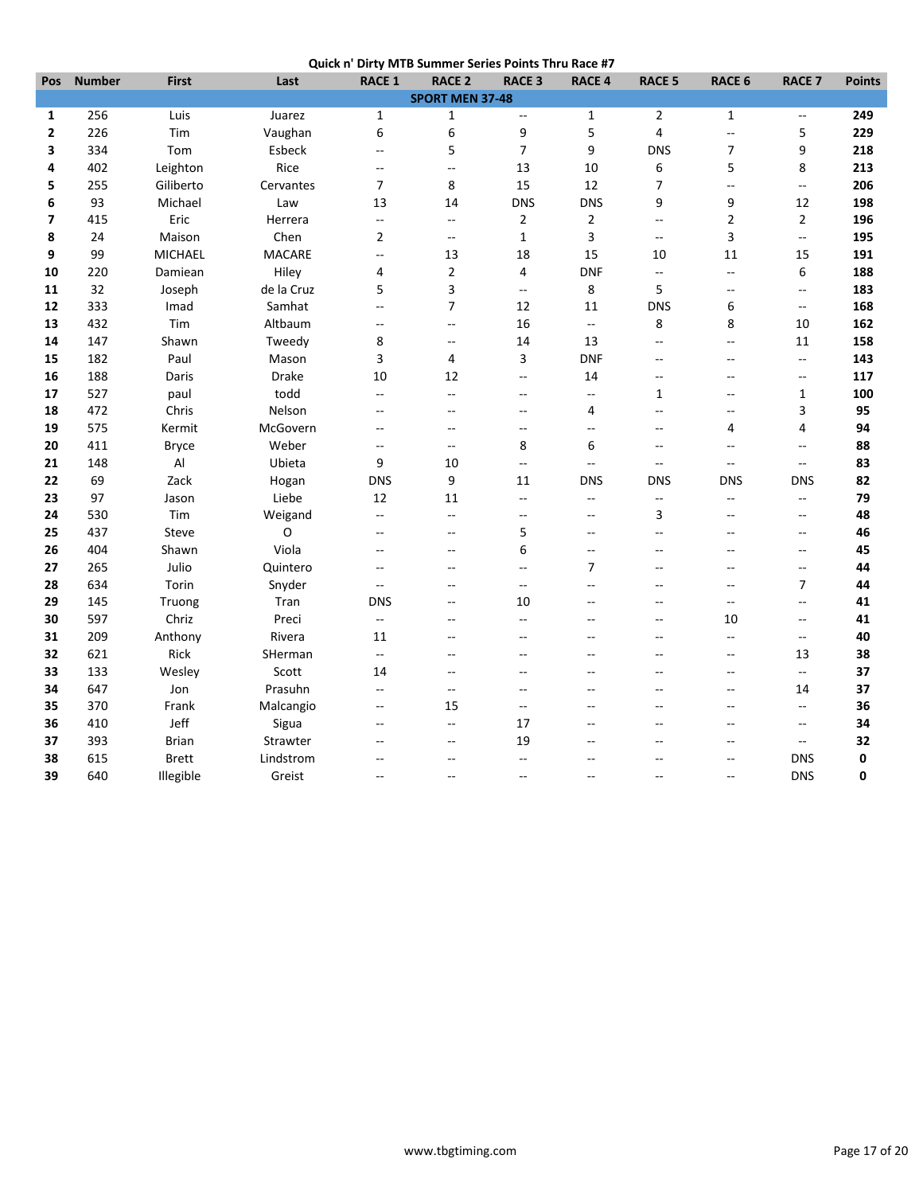**Quick n' Dirty MTB Summer Series Points Thru Race #7**

| Pos | Number | First | Last | RACE 1 | RACE 2 | RACE 3 | RACE 4 | RACE 5 | RACE 6 | RACE 7 | Points |
|---|---|---|---|---|---|---|---|---|---|---|---|
| **SPORT MEN 37-48** | | | | | | | | | | | |
| **1** | 256 | Luis | Juarez | 1 | 1 | -- | 1 | 2 | 1 | -- | **249** |
| **2** | 226 | Tim | Vaughan | 6 | 6 | 9 | 5 | 4 | -- | 5 | **229** |
| **3** | 334 | Tom | Esbeck | -- | 5 | 7 | 9 | DNS | 7 | 9 | **218** |
| **4** | 402 | Leighton | Rice | -- | -- | 13 | 10 | 6 | 5 | 8 | **213** |
| **5** | 255 | Giliberto | Cervantes | 7 | 8 | 15 | 12 | 7 | -- | -- | **206** |
| **6** | 93 | Michael | Law | 13 | 14 | DNS | DNS | 9 | 9 | 12 | **198** |
| **7** | 415 | Eric | Herrera | -- | -- | 2 | 2 | -- | 2 | 2 | **196** |
| **8** | 24 | Maison | Chen | 2 | -- | 1 | 3 | -- | 3 | -- | **195** |
| **9** | 99 | MICHAEL | MACARE | -- | 13 | 18 | 15 | 10 | 11 | 15 | **191** |
| **10** | 220 | Damiean | Hiley | 4 | 2 | 4 | DNF | -- | -- | 6 | **188** |
| **11** | 32 | Joseph | de la Cruz | 5 | 3 | -- | 8 | 5 | -- | -- | **183** |
| **12** | 333 | Imad | Samhat | -- | 7 | 12 | 11 | DNS | 6 | -- | **168** |
| **13** | 432 | Tim | Altbaum | -- | -- | 16 | -- | 8 | 8 | 10 | **162** |
| **14** | 147 | Shawn | Tweedy | 8 | -- | 14 | 13 | -- | -- | 11 | **158** |
| **15** | 182 | Paul | Mason | 3 | 4 | 3 | DNF | -- | -- | -- | **143** |
| **16** | 188 | Daris | Drake | 10 | 12 | -- | 14 | -- | -- | -- | **117** |
| **17** | 527 | paul | todd | -- | -- | -- | -- | 1 | -- | 1 | **100** |
| **18** | 472 | Chris | Nelson | -- | -- | -- | 4 | -- | -- | 3 | **95** |
| **19** | 575 | Kermit | McGovern | -- | -- | -- | -- | -- | 4 | 4 | **94** |
| **20** | 411 | Bryce | Weber | -- | -- | 8 | 6 | -- | -- | -- | **88** |
| **21** | 148 | Al | Ubieta | 9 | 10 | -- | -- | -- | -- | -- | **83** |
| **22** | 69 | Zack | Hogan | DNS | 9 | 11 | DNS | DNS | DNS | DNS | **82** |
| **23** | 97 | Jason | Liebe | 12 | 11 | -- | -- | -- | -- | -- | **79** |
| **24** | 530 | Tim | Weigand | -- | -- | -- | -- | 3 | -- | -- | **48** |
| **25** | 437 | Steve | O | -- | -- | 5 | -- | -- | -- | -- | **46** |
| **26** | 404 | Shawn | Viola | -- | -- | 6 | -- | -- | -- | -- | **45** |
| **27** | 265 | Julio | Quintero | -- | -- | -- | 7 | -- | -- | -- | **44** |
| **28** | 634 | Torin | Snyder | -- | -- | -- | -- | -- | -- | 7 | **44** |
| **29** | 145 | Truong | Tran | DNS | -- | 10 | -- | -- | -- | -- | **41** |
| **30** | 597 | Chriz | Preci | -- | -- | -- | -- | -- | 10 | -- | **41** |
| **31** | 209 | Anthony | Rivera | 11 | -- | -- | -- | -- | -- | -- | **40** |
| **32** | 621 | Rick | SHerman | -- | -- | -- | -- | -- | -- | 13 | **38** |
| **33** | 133 | Wesley | Scott | 14 | -- | -- | -- | -- | -- | -- | **37** |
| **34** | 647 | Jon | Prasuhn | -- | -- | -- | -- | -- | -- | 14 | **37** |
| **35** | 370 | Frank | Malcangio | -- | 15 | -- | -- | -- | -- | -- | **36** |
| **36** | 410 | Jeff | Sigua | -- | -- | 17 | -- | -- | -- | -- | **34** |
| **37** | 393 | Brian | Strawter | -- | -- | 19 | -- | -- | -- | -- | **32** |
| **38** | 615 | Brett | Lindstrom | -- | -- | -- | -- | -- | -- | DNS | **0** |
| **39** | 640 | Illegible | Greist | -- | -- | -- | -- | -- | -- | DNS | **0** |

www.tbgtiming.com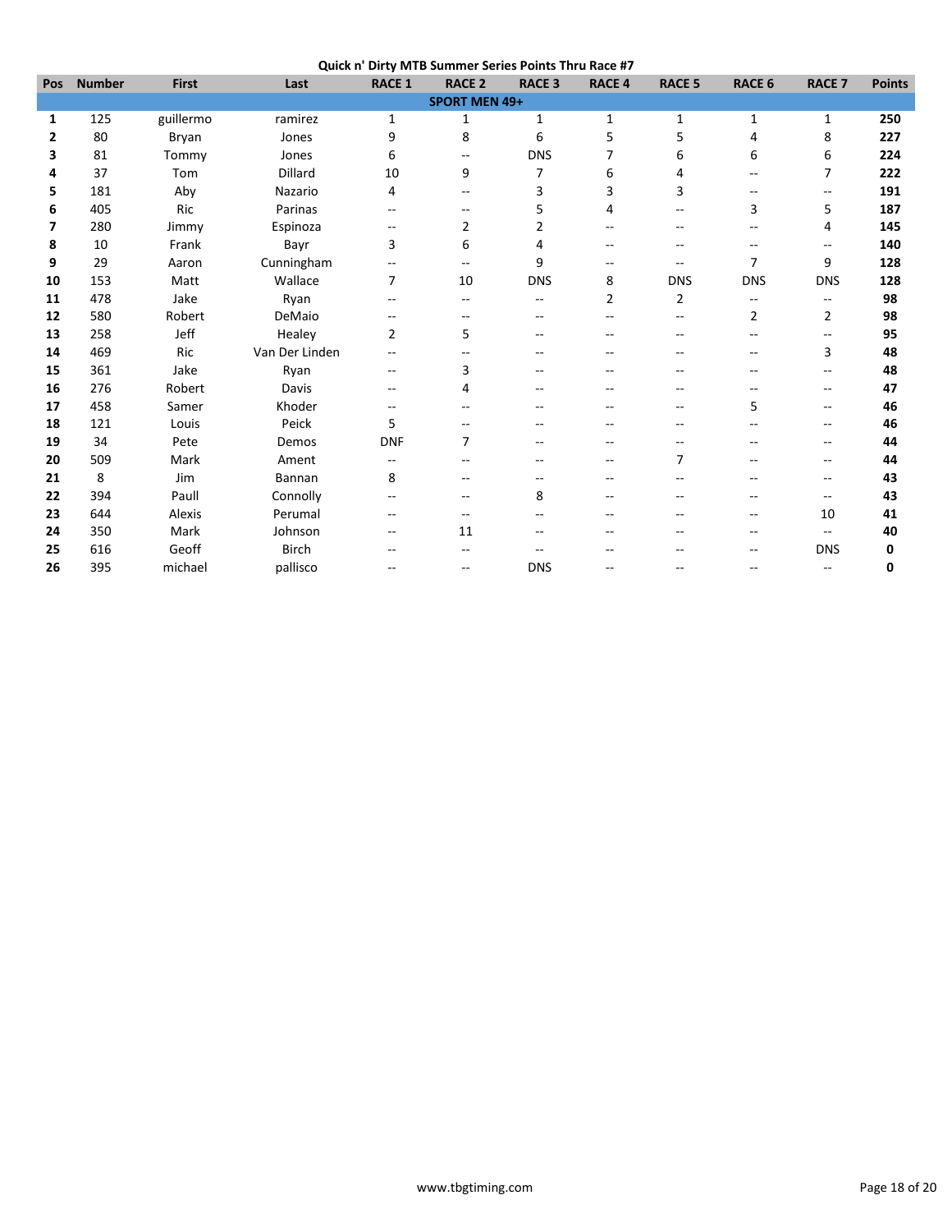## Quick n' Dirty MTB Summer Series Points Thru Race #7

| Pos | Number | First | Last | RACE 1 | RACE 2 | RACE 3 | RACE 4 | RACE 5 | RACE 6 | RACE 7 | Points |
|---|---|---|---|---|---|---|---|---|---|---|---|
| | | | | | **SPORT MEN 49+** | | | | | | |
| **1** | 125 | guillermo | ramirez | 1 | 1 | 1 | 1 | 1 | 1 | 1 | **250** |
| **2** | 80 | Bryan | Jones | 9 | 8 | 6 | 5 | 5 | 4 | 8 | **227** |
| **3** | 81 | Tommy | Jones | 6 | -- | DNS | 7 | 6 | 6 | 6 | **224** |
| **4** | 37 | Tom | Dillard | 10 | 9 | 7 | 6 | 4 | -- | 7 | **222** |
| **5** | 181 | Aby | Nazario | 4 | -- | 3 | 3 | 3 | -- | -- | **191** |
| **6** | 405 | Ric | Parinas | -- | -- | 5 | 4 | -- | 3 | 5 | **187** |
| **7** | 280 | Jimmy | Espinoza | -- | 2 | 2 | -- | -- | -- | 4 | **145** |
| **8** | 10 | Frank | Bayr | 3 | 6 | 4 | -- | -- | -- | -- | **140** |
| **9** | 29 | Aaron | Cunningham | -- | -- | 9 | -- | -- | 7 | 9 | **128** |
| **10** | 153 | Matt | Wallace | 7 | 10 | DNS | 8 | DNS | DNS | DNS | **128** |
| **11** | 478 | Jake | Ryan | -- | -- | -- | 2 | 2 | -- | -- | **98** |
| **12** | 580 | Robert | DeMaio | -- | -- | -- | -- | -- | 2 | 2 | **98** |
| **13** | 258 | Jeff | Healey | 2 | 5 | -- | -- | -- | -- | -- | **95** |
| **14** | 469 | Ric | Van Der Linden | -- | -- | -- | -- | -- | -- | 3 | **48** |
| **15** | 361 | Jake | Ryan | -- | 3 | -- | -- | -- | -- | -- | **48** |
| **16** | 276 | Robert | Davis | -- | 4 | -- | -- | -- | -- | -- | **47** |
| **17** | 458 | Samer | Khoder | -- | -- | -- | -- | -- | 5 | -- | **46** |
| **18** | 121 | Louis | Peick | 5 | -- | -- | -- | -- | -- | -- | **46** |
| **19** | 34 | Pete | Demos | DNF | 7 | -- | -- | -- | -- | -- | **44** |
| **20** | 509 | Mark | Ament | -- | -- | -- | -- | 7 | -- | -- | **44** |
| **21** | 8 | Jim | Bannan | 8 | -- | -- | -- | -- | -- | -- | **43** |
| **22** | 394 | Paull | Connolly | -- | -- | 8 | -- | -- | -- | -- | **43** |
| **23** | 644 | Alexis | Perumal | -- | -- | -- | -- | -- | -- | 10 | **41** |
| **24** | 350 | Mark | Johnson | -- | 11 | -- | -- | -- | -- | -- | **40** |
| **25** | 616 | Geoff | Birch | -- | -- | -- | -- | -- | -- | DNS | **0** |
| **26** | 395 | michael | pallisco | -- | -- | DNS | -- | -- | -- | -- | **0** |

www.tbgtiming.com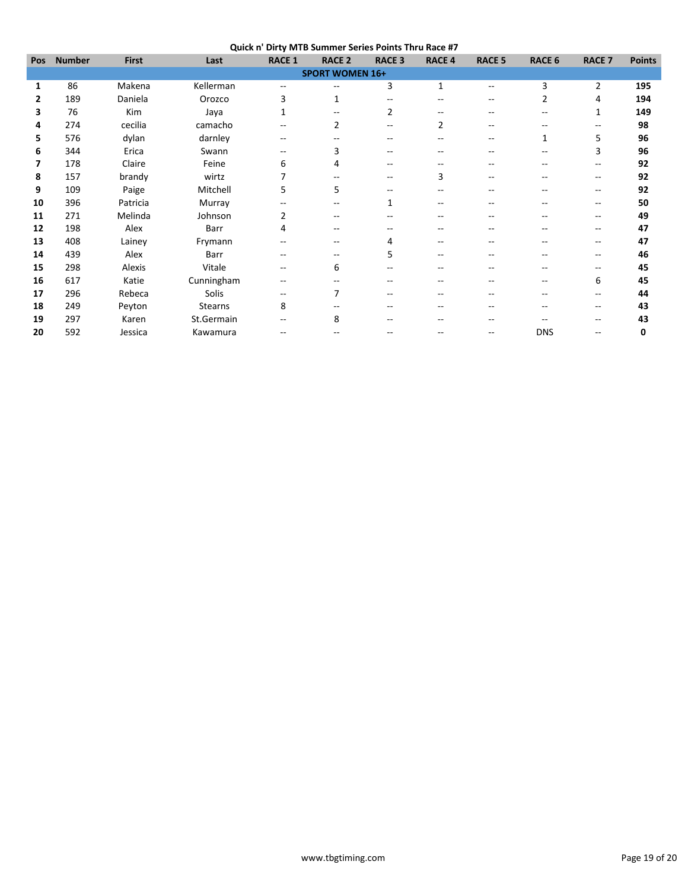**Quick n' Dirty MTB Summer Series Points Thru Race #7**

| Pos | Number | First | Last | RACE 1 | RACE 2 | RACE 3 | RACE 4 | RACE 5 | RACE 6 | RACE 7 | Points |
|---|---|---|---|---|---|---|---|---|---|---|---|
| **SPORT WOMEN 16+** | | | | | | | | | | | |
| 1 | 86 | Makena | Kellerman | -- | -- | 3 | 1 | -- | 3 | 2 | 195 |
| 2 | 189 | Daniela | Orozco | 3 | 1 | -- | -- | -- | 2 | 4 | 194 |
| 3 | 76 | Kim | Jaya | 1 | -- | 2 | -- | -- | -- | 1 | 149 |
| 4 | 274 | cecilia | camacho | -- | 2 | -- | 2 | -- | -- | -- | 98 |
| 5 | 576 | dylan | darnley | -- | -- | -- | -- | -- | 1 | 5 | 96 |
| 6 | 344 | Erica | Swann | -- | 3 | -- | -- | -- | -- | 3 | 96 |
| 7 | 178 | Claire | Feine | 6 | 4 | -- | -- | -- | -- | -- | 92 |
| 8 | 157 | brandy | wirtz | 7 | -- | -- | 3 | -- | -- | -- | 92 |
| 9 | 109 | Paige | Mitchell | 5 | 5 | -- | -- | -- | -- | -- | 92 |
| 10 | 396 | Patricia | Murray | -- | -- | 1 | -- | -- | -- | -- | 50 |
| 11 | 271 | Melinda | Johnson | 2 | -- | -- | -- | -- | -- | -- | 49 |
| 12 | 198 | Alex | Barr | 4 | -- | -- | -- | -- | -- | -- | 47 |
| 13 | 408 | Lainey | Frymann | -- | -- | 4 | -- | -- | -- | -- | 47 |
| 14 | 439 | Alex | Barr | -- | -- | 5 | -- | -- | -- | -- | 46 |
| 15 | 298 | Alexis | Vitale | -- | 6 | -- | -- | -- | -- | -- | 45 |
| 16 | 617 | Katie | Cunningham | -- | -- | -- | -- | -- | -- | 6 | 45 |
| 17 | 296 | Rebeca | Solis | -- | 7 | -- | -- | -- | -- | -- | 44 |
| 18 | 249 | Peyton | Stearns | 8 | -- | -- | -- | -- | -- | -- | 43 |
| 19 | 297 | Karen | St.Germain | -- | 8 | -- | -- | -- | -- | -- | 43 |
| 20 | 592 | Jessica | Kawamura | -- | -- | -- | -- | -- | DNS | -- | 0 |

www.tbgtiming.com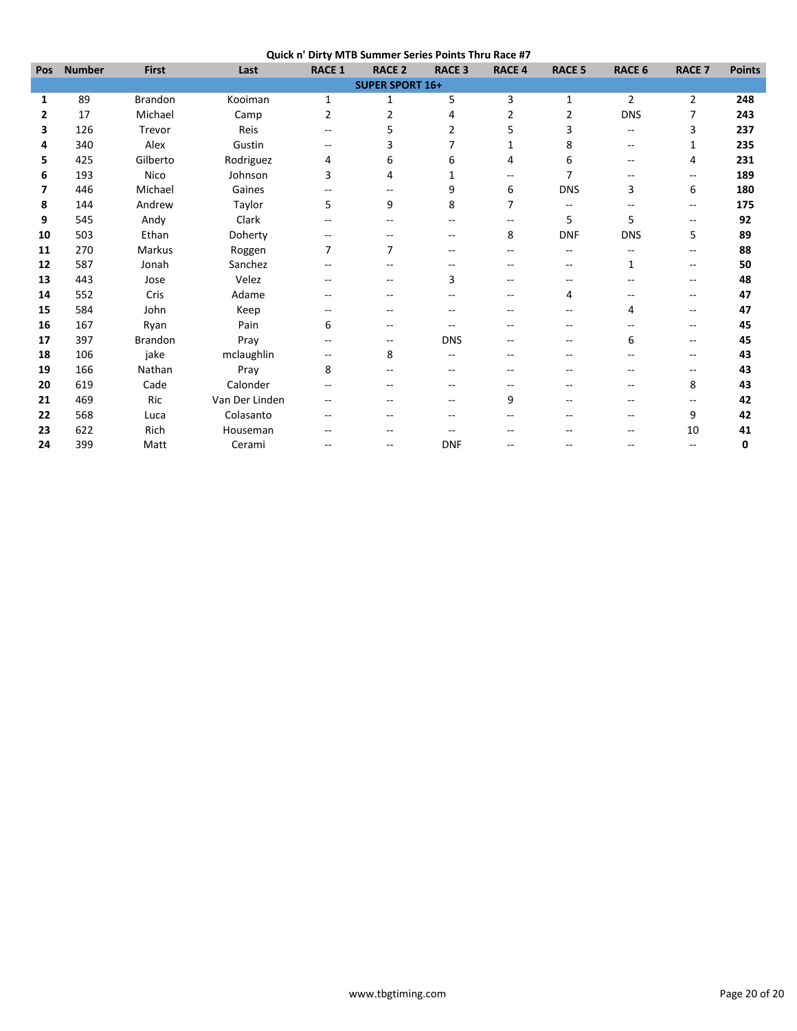**Quick n' Dirty MTB Summer Series Points Thru Race #7**

| Pos | Number | First | Last | RACE 1 | RACE 2 | RACE 3 | RACE 4 | RACE 5 | RACE 6 | RACE 7 | Points |
|---|---|---|---|---|---|---|---|---|---|---|---|
| | | | | **SUPER SPORT 16+** | | | | | | | |
| **1** | 89 | Brandon | Kooiman | 1 | 1 | 5 | 3 | 1 | 2 | 2 | **248** |
| **2** | 17 | Michael | Camp | 2 | 2 | 4 | 2 | 2 | DNS | 7 | **243** |
| **3** | 126 | Trevor | Reis | -- | 5 | 2 | 5 | 3 | -- | 3 | **237** |
| **4** | 340 | Alex | Gustin | -- | 3 | 7 | 1 | 8 | -- | 1 | **235** |
| **5** | 425 | Gilberto | Rodriguez | 4 | 6 | 6 | 4 | 6 | -- | 4 | **231** |
| **6** | 193 | Nico | Johnson | 3 | 4 | 1 | -- | 7 | -- | -- | **189** |
| **7** | 446 | Michael | Gaines | -- | -- | 9 | 6 | DNS | 3 | 6 | **180** |
| **8** | 144 | Andrew | Taylor | 5 | 9 | 8 | 7 | -- | -- | -- | **175** |
| **9** | 545 | Andy | Clark | -- | -- | -- | -- | 5 | 5 | -- | **92** |
| **10** | 503 | Ethan | Doherty | -- | -- | -- | 8 | DNF | DNS | 5 | **89** |
| **11** | 270 | Markus | Roggen | 7 | 7 | -- | -- | -- | -- | -- | **88** |
| **12** | 587 | Jonah | Sanchez | -- | -- | -- | -- | -- | 1 | -- | **50** |
| **13** | 443 | Jose | Velez | -- | -- | 3 | -- | -- | -- | -- | **48** |
| **14** | 552 | Cris | Adame | -- | -- | -- | -- | 4 | -- | -- | **47** |
| **15** | 584 | John | Keep | -- | -- | -- | -- | -- | 4 | -- | **47** |
| **16** | 167 | Ryan | Pain | 6 | -- | -- | -- | -- | -- | -- | **45** |
| **17** | 397 | Brandon | Pray | -- | -- | DNS | -- | -- | 6 | -- | **45** |
| **18** | 106 | jake | mclaughlin | -- | 8 | -- | -- | -- | -- | -- | **43** |
| **19** | 166 | Nathan | Pray | 8 | -- | -- | -- | -- | -- | -- | **43** |
| **20** | 619 | Cade | Calonder | -- | -- | -- | -- | -- | -- | 8 | **43** |
| **21** | 469 | Ric | Van Der Linden | -- | -- | -- | 9 | -- | -- | -- | **42** |
| **22** | 568 | Luca | Colasanto | -- | -- | -- | -- | -- | -- | 9 | **42** |
| **23** | 622 | Rich | Houseman | -- | -- | -- | -- | -- | -- | 10 | **41** |
| **24** | 399 | Matt | Cerami | -- | -- | DNF | -- | -- | -- | -- | **0** |

www.tbgtiming.com